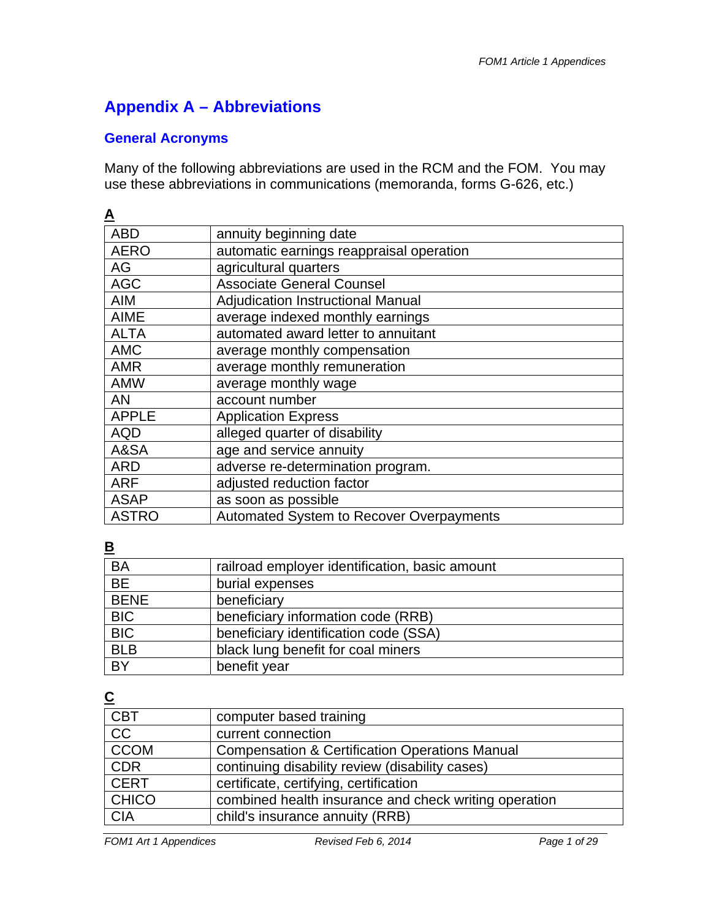# Appendix A – Abbreviations

## General Acronyms

Many of the following abbreviations are used in the RCM and the FOM. You may use these abbreviations in communications (memoranda, forms G-626, etc.)

**A**

| | |
|---|---|
| ABD | annuity beginning date |
| AERO | automatic earnings reappraisal operation |
| AG | agricultural quarters |
| AGC | Associate General Counsel |
| AIM | Adjudication Instructional Manual |
| AIME | average indexed monthly earnings |
| ALTA | automated award letter to annuitant |
| AMC | average monthly compensation |
| AMR | average monthly remuneration |
| AMW | average monthly wage |
| AN | account number |
| APPLE | Application Express |
| AQD | alleged quarter of disability |
| A&SA | age and service annuity |
| ARD | adverse re-determination program. |
| ARF | adjusted reduction factor |
| ASAP | as soon as possible |
| ASTRO | Automated System to Recover Overpayments |

**B**

| | |
|---|---|
| BA | railroad employer identification, basic amount |
| BE | burial expenses |
| BENE | beneficiary |
| BIC | beneficiary information code (RRB) |
| BIC | beneficiary identification code (SSA) |
| BLB | black lung benefit for coal miners |
| BY | benefit year |

**C**

| | |
|---|---|
| CBT | computer based training |
| CC | current connection |
| CCOM | Compensation & Certification Operations Manual |
| CDR | continuing disability review (disability cases) |
| CERT | certificate, certifying, certification |
| CHICO | combined health insurance and check writing operation |
| CIA | child's insurance annuity (RRB) |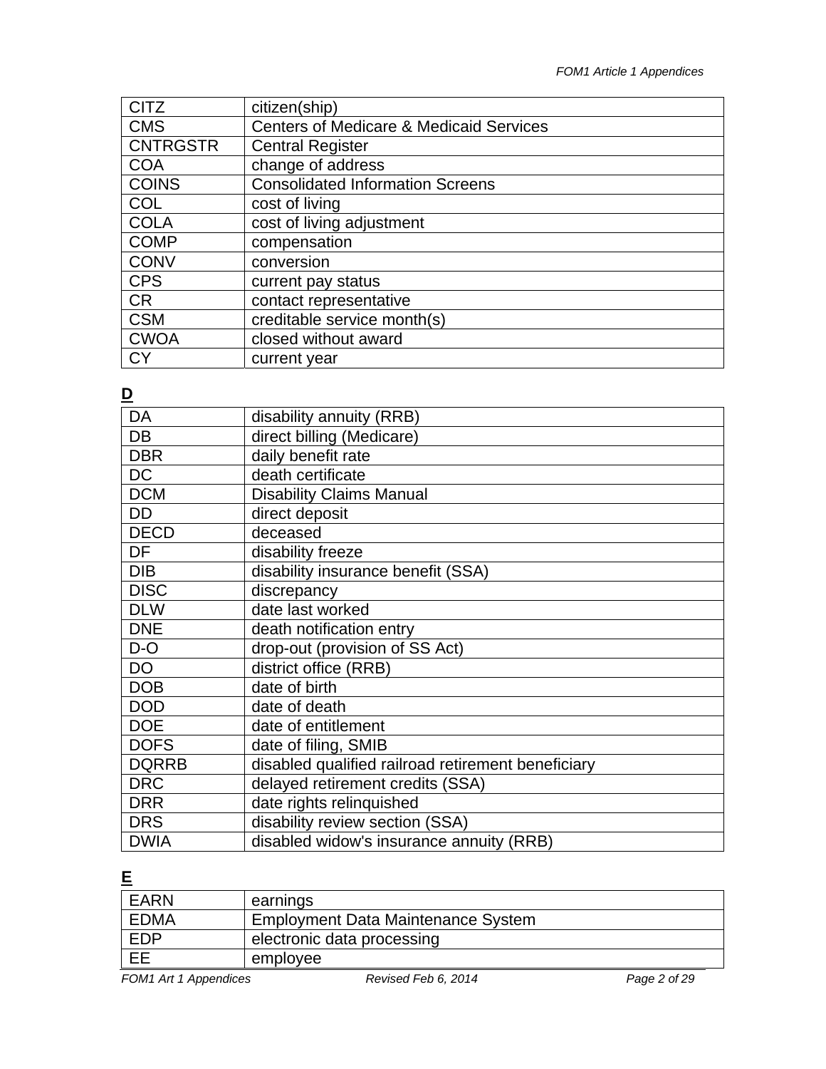| | |
|---|---|
| CITZ | citizen(ship) |
| CMS | Centers of Medicare & Medicaid Services |
| CNTRGSTR | Central Register |
| COA | change of address |
| COINS | Consolidated Information Screens |
| COL | cost of living |
| COLA | cost of living adjustment |
| COMP | compensation |
| CONV | conversion |
| CPS | current pay status |
| CR | contact representative |
| CSM | creditable service month(s) |
| CWOA | closed without award |
| CY | current year |

**D**

| | |
|---|---|
| DA | disability annuity (RRB) |
| DB | direct billing (Medicare) |
| DBR | daily benefit rate |
| DC | death certificate |
| DCM | Disability Claims Manual |
| DD | direct deposit |
| DECD | deceased |
| DF | disability freeze |
| DIB | disability insurance benefit (SSA) |
| DISC | discrepancy |
| DLW | date last worked |
| DNE | death notification entry |
| D-O | drop-out (provision of SS Act) |
| DO | district office (RRB) |
| DOB | date of birth |
| DOD | date of death |
| DOE | date of entitlement |
| DOFS | date of filing, SMIB |
| DQRRB | disabled qualified railroad retirement beneficiary |
| DRC | delayed retirement credits (SSA) |
| DRR | date rights relinquished |
| DRS | disability review section (SSA) |
| DWIA | disabled widow's insurance annuity (RRB) |

**E**

| | |
|---|---|
| EARN | earnings |
| EDMA | Employment Data Maintenance System |
| EDP | electronic data processing |
| EE | employee |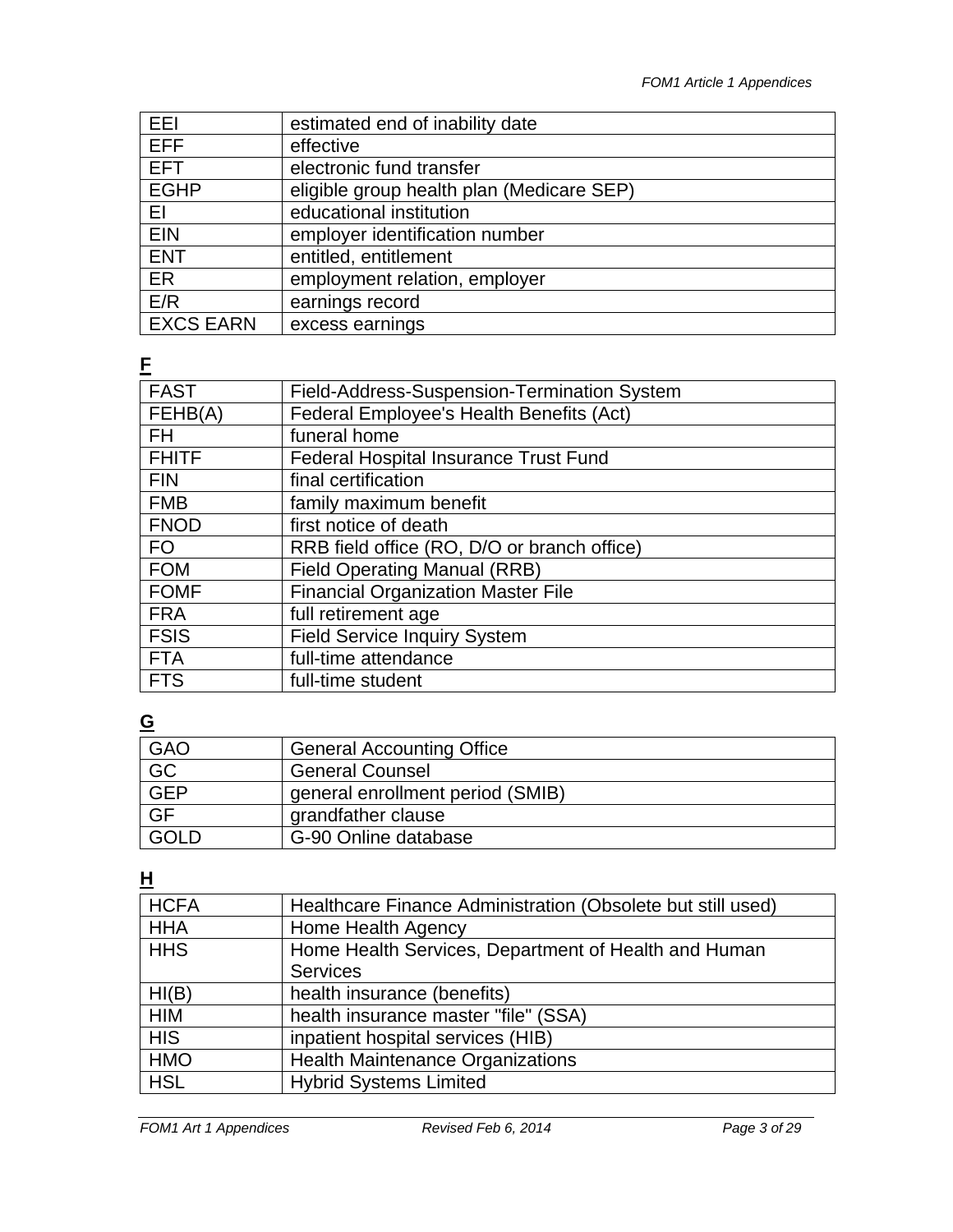| | |
|---|---|
| EEI | estimated end of inability date |
| EFF | effective |
| EFT | electronic fund transfer |
| EGHP | eligible group health plan (Medicare SEP) |
| EI | educational institution |
| EIN | employer identification number |
| ENT | entitled, entitlement |
| ER | employment relation, employer |
| E/R | earnings record |
| EXCS EARN | excess earnings |

**F**

| | |
|---|---|
| FAST | Field-Address-Suspension-Termination System |
| FEHB(A) | Federal Employee's Health Benefits (Act) |
| FH | funeral home |
| FHITF | Federal Hospital Insurance Trust Fund |
| FIN | final certification |
| FMB | family maximum benefit |
| FNOD | first notice of death |
| FO | RRB field office (RO, D/O or branch office) |
| FOM | Field Operating Manual (RRB) |
| FOMF | Financial Organization Master File |
| FRA | full retirement age |
| FSIS | Field Service Inquiry System |
| FTA | full-time attendance |
| FTS | full-time student |

**G**

| | |
|---|---|
| GAO | General Accounting Office |
| GC | General Counsel |
| GEP | general enrollment period (SMIB) |
| GF | grandfather clause |
| GOLD | G-90 Online database |

**H**

| | |
|---|---|
| HCFA | Healthcare Finance Administration (Obsolete but still used) |
| HHA | Home Health Agency |
| HHS | Home Health Services, Department of Health and Human Services |
| HI(B) | health insurance (benefits) |
| HIM | health insurance master "file" (SSA) |
| HIS | inpatient hospital services (HIB) |
| HMO | Health Maintenance Organizations |
| HSL | Hybrid Systems Limited |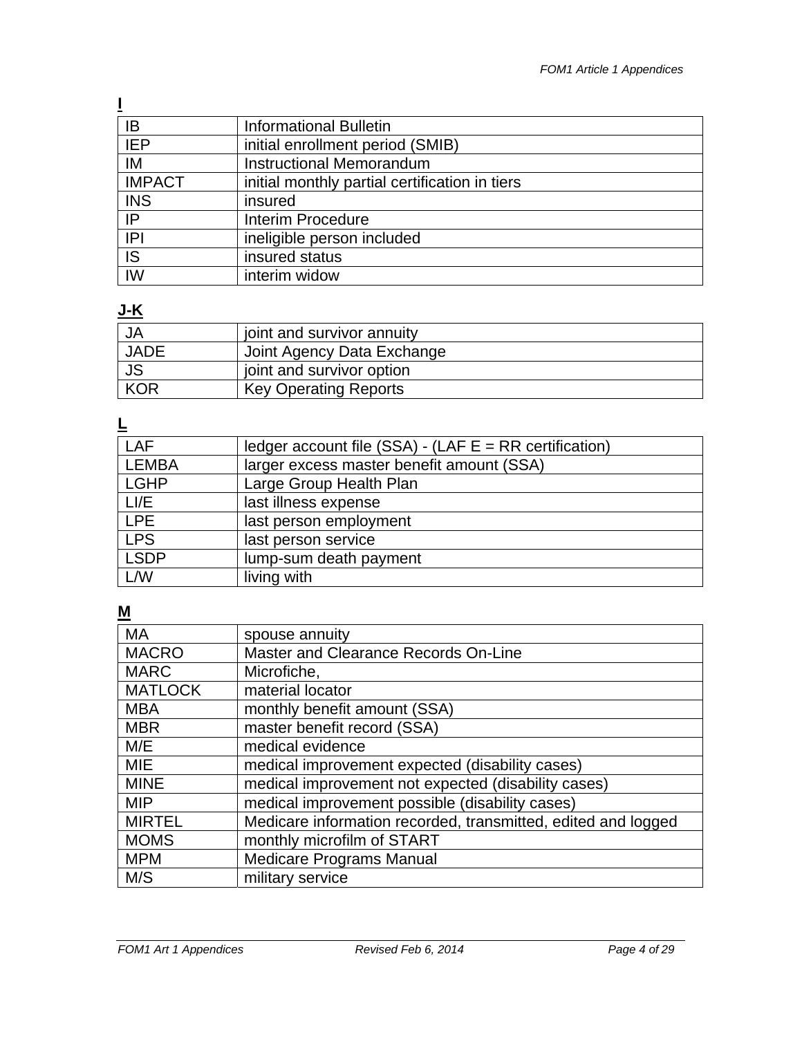**I**

| | |
|---|---|
| IB | Informational Bulletin |
| IEP | initial enrollment period (SMIB) |
| IM | Instructional Memorandum |
| IMPACT | initial monthly partial certification in tiers |
| INS | insured |
| IP | Interim Procedure |
| IPI | ineligible person included |
| IS | insured status |
| IW | interim widow |

**J-K**

| | |
|---|---|
| JA | joint and survivor annuity |
| JADE | Joint Agency Data Exchange |
| JS | joint and survivor option |
| KOR | Key Operating Reports |

**L**

| | |
|---|---|
| LAF | ledger account file (SSA) - (LAF E = RR certification) |
| LEMBA | larger excess master benefit amount (SSA) |
| LGHP | Large Group Health Plan |
| LI/E | last illness expense |
| LPE | last person employment |
| LPS | last person service |
| LSDP | lump-sum death payment |
| L/W | living with |

**M**

| | |
|---|---|
| MA | spouse annuity |
| MACRO | Master and Clearance Records On-Line |
| MARC | Microfiche, |
| MATLOCK | material locator |
| MBA | monthly benefit amount (SSA) |
| MBR | master benefit record (SSA) |
| M/E | medical evidence |
| MIE | medical improvement expected (disability cases) |
| MINE | medical improvement not expected (disability cases) |
| MIP | medical improvement possible (disability cases) |
| MIRTEL | Medicare information recorded, transmitted, edited and logged |
| MOMS | monthly microfilm of START |
| MPM | Medicare Programs Manual |
| M/S | military service |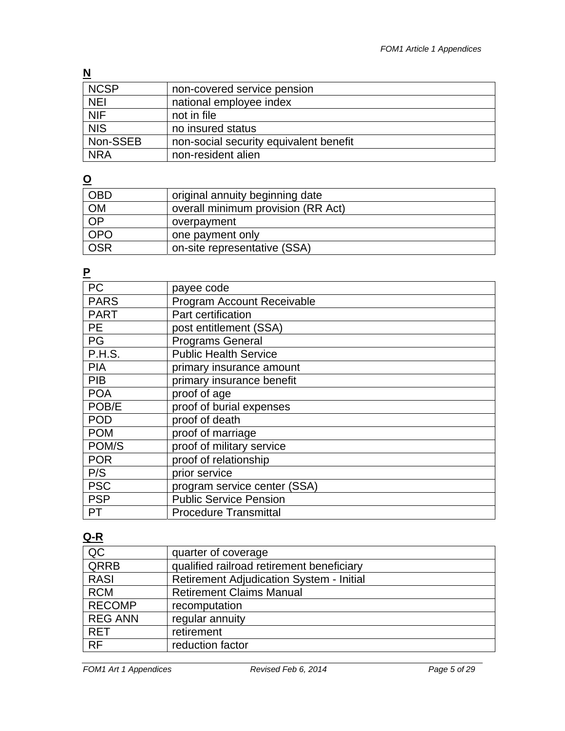**N**

| | |
|---|---|
| NCSP | non-covered service pension |
| NEI | national employee index |
| NIF | not in file |
| NIS | no insured status |
| Non-SSEB | non-social security equivalent benefit |
| NRA | non-resident alien |

**O**

| | |
|---|---|
| OBD | original annuity beginning date |
| OM | overall minimum provision (RR Act) |
| OP | overpayment |
| OPO | one payment only |
| OSR | on-site representative (SSA) |

**P**

| | |
|---|---|
| PC | payee code |
| PARS | Program Account Receivable |
| PART | Part certification |
| PE | post entitlement (SSA) |
| PG | Programs General |
| P.H.S. | Public Health Service |
| PIA | primary insurance amount |
| PIB | primary insurance benefit |
| POA | proof of age |
| POB/E | proof of burial expenses |
| POD | proof of death |
| POM | proof of marriage |
| POM/S | proof of military service |
| POR | proof of relationship |
| P/S | prior service |
| PSC | program service center (SSA) |
| PSP | Public Service Pension |
| PT | Procedure Transmittal |

**Q-R**

| | |
|---|---|
| QC | quarter of coverage |
| QRRB | qualified railroad retirement beneficiary |
| RASI | Retirement Adjudication System - Initial |
| RCM | Retirement Claims Manual |
| RECOMP | recomputation |
| REG ANN | regular annuity |
| RET | retirement |
| RF | reduction factor |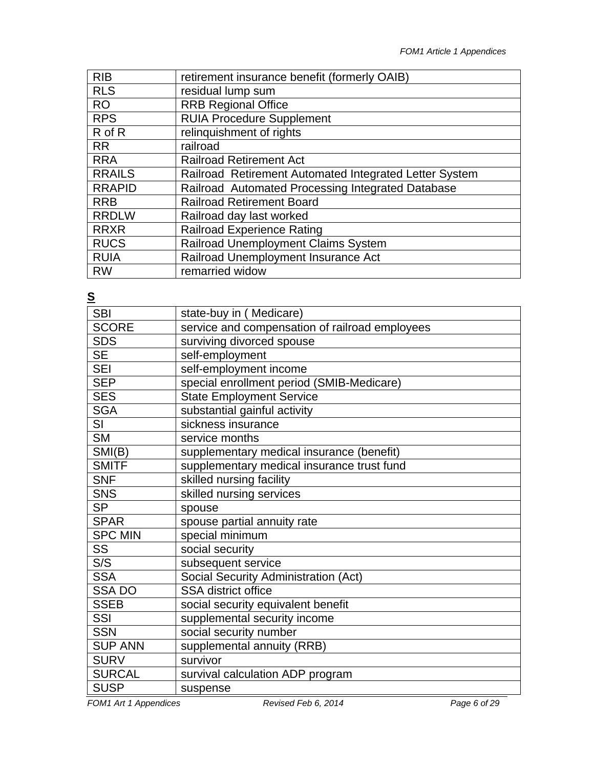| RIB | retirement insurance benefit (formerly OAIB) |
|---|---|
| RLS | residual lump sum |
| RO | RRB Regional Office |
| RPS | RUIA Procedure Supplement |
| R of R | relinquishment of rights |
| RR | railroad |
| RRA | Railroad Retirement Act |
| RRAILS | Railroad Retirement Automated Integrated Letter System |
| RRAPID | Railroad Automated Processing Integrated Database |
| RRB | Railroad Retirement Board |
| RRDLW | Railroad day last worked |
| RRXR | Railroad Experience Rating |
| RUCS | Railroad Unemployment Claims System |
| RUIA | Railroad Unemployment Insurance Act |
| RW | remarried widow |

**S**

| SBI | state-buy in ( Medicare) |
|---|---|
| SCORE | service and compensation of railroad employees |
| SDS | surviving divorced spouse |
| SE | self-employment |
| SEI | self-employment income |
| SEP | special enrollment period (SMIB-Medicare) |
| SES | State Employment Service |
| SGA | substantial gainful activity |
| SI | sickness insurance |
| SM | service months |
| SMI(B) | supplementary medical insurance (benefit) |
| SMITF | supplementary medical insurance trust fund |
| SNF | skilled nursing facility |
| SNS | skilled nursing services |
| SP | spouse |
| SPAR | spouse partial annuity rate |
| SPC MIN | special minimum |
| SS | social security |
| S/S | subsequent service |
| SSA | Social Security Administration (Act) |
| SSA DO | SSA district office |
| SSEB | social security equivalent benefit |
| SSI | supplemental security income |
| SSN | social security number |
| SUP ANN | supplemental annuity (RRB) |
| SURV | survivor |
| SURCAL | survival calculation ADP program |
| SUSP | suspense |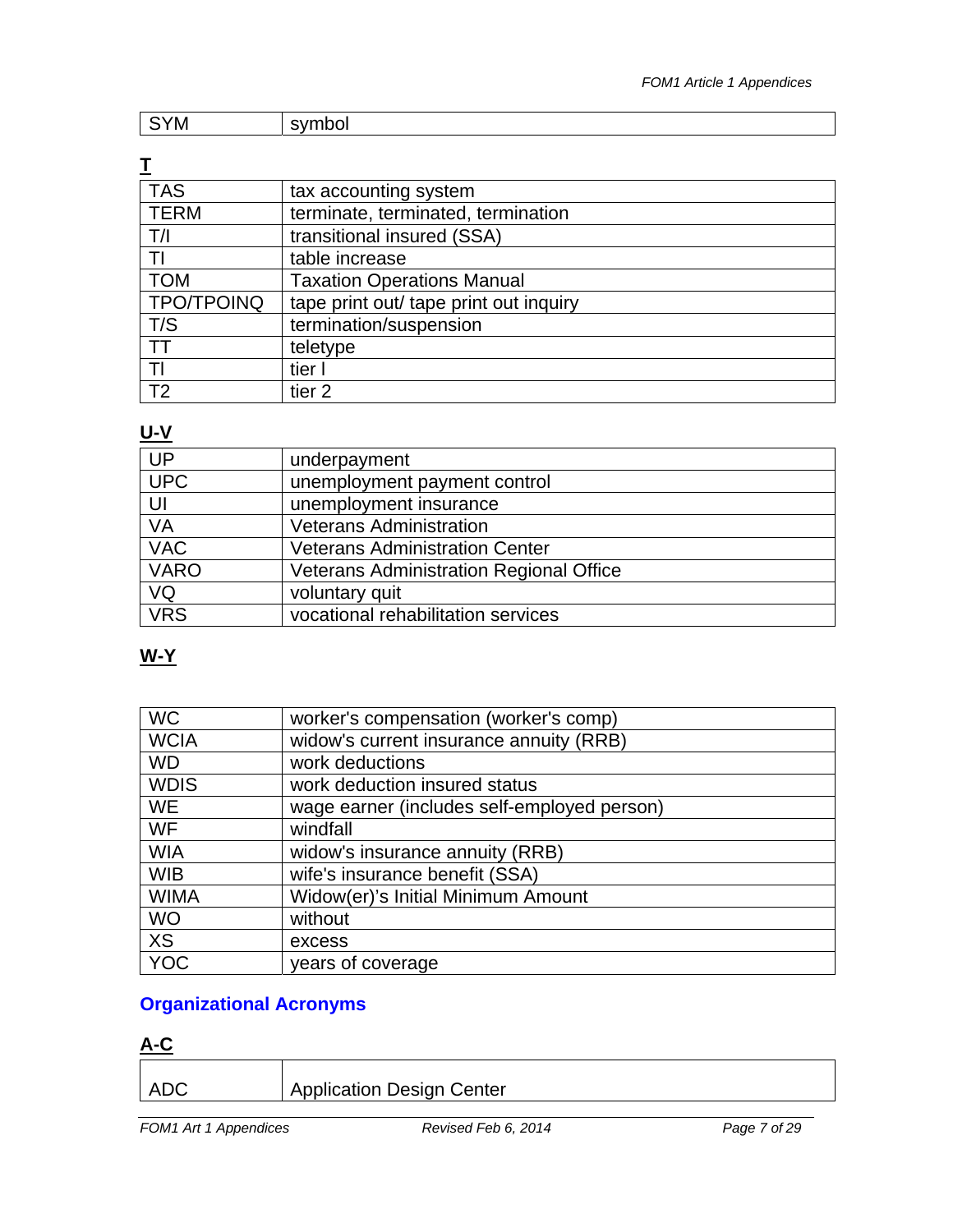| SYM | symbol |
|---|---|

**T**

| TAS | tax accounting system |
|---|---|
| TERM | terminate, terminated, termination |
| T/I | transitional insured (SSA) |
| TI | table increase |
| TOM | Taxation Operations Manual |
| TPO/TPOINQ | tape print out/ tape print out inquiry |
| T/S | termination/suspension |
| TT | teletype |
| TI | tier I |
| T2 | tier 2 |

**U-V**

| UP | underpayment |
|---|---|
| UPC | unemployment payment control |
| UI | unemployment insurance |
| VA | Veterans Administration |
| VAC | Veterans Administration Center |
| VARO | Veterans Administration Regional Office |
| VQ | voluntary quit |
| VRS | vocational rehabilitation services |

**W-Y**

| WC | worker's compensation (worker's comp) |
|---|---|
| WCIA | widow's current insurance annuity (RRB) |
| WD | work deductions |
| WDIS | work deduction insured status |
| WE | wage earner (includes self-employed person) |
| WF | windfall |
| WIA | widow's insurance annuity (RRB) |
| WIB | wife's insurance benefit (SSA) |
| WIMA | Widow(er)'s Initial Minimum Amount |
| WO | without |
| XS | excess |
| YOC | years of coverage |

## Organizational Acronyms

**A-C**

| ADC | Application Design Center |
|---|---|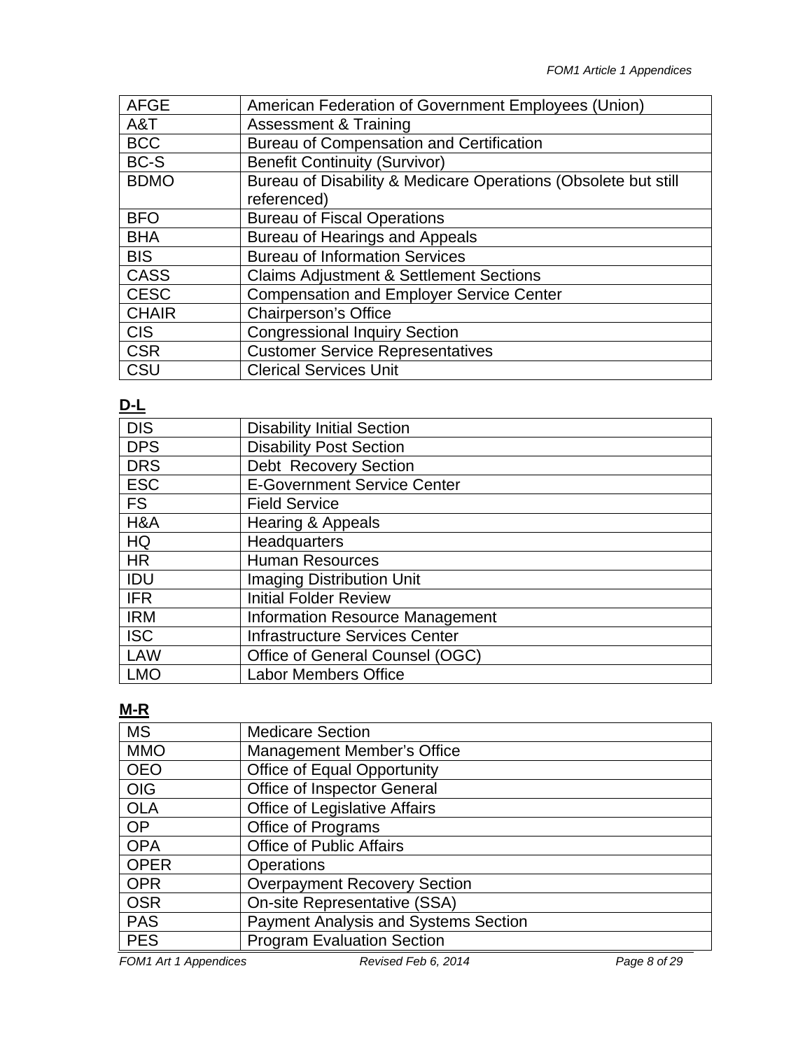| AFGE | American Federation of Government Employees (Union) |
|---|---|
| A&T | Assessment & Training |
| BCC | Bureau of Compensation and Certification |
| BC-S | Benefit Continuity (Survivor) |
| BDMO | Bureau of Disability & Medicare Operations (Obsolete but still referenced) |
| BFO | Bureau of Fiscal Operations |
| BHA | Bureau of Hearings and Appeals |
| BIS | Bureau of Information Services |
| CASS | Claims Adjustment & Settlement Sections |
| CESC | Compensation and Employer Service Center |
| CHAIR | Chairperson's Office |
| CIS | Congressional Inquiry Section |
| CSR | Customer Service Representatives |
| CSU | Clerical Services Unit |

**D-L**

| DIS | Disability Initial Section |
|---|---|
| DPS | Disability Post Section |
| DRS | Debt Recovery Section |
| ESC | E-Government Service Center |
| FS | Field Service |
| H&A | Hearing & Appeals |
| HQ | Headquarters |
| HR | Human Resources |
| IDU | Imaging Distribution Unit |
| IFR | Initial Folder Review |
| IRM | Information Resource Management |
| ISC | Infrastructure Services Center |
| LAW | Office of General Counsel (OGC) |
| LMO | Labor Members Office |

**M-R**

| MS | Medicare Section |
|---|---|
| MMO | Management Member's Office |
| OEO | Office of Equal Opportunity |
| OIG | Office of Inspector General |
| OLA | Office of Legislative Affairs |
| OP | Office of Programs |
| OPA | Office of Public Affairs |
| OPER | Operations |
| OPR | Overpayment Recovery Section |
| OSR | On-site Representative (SSA) |
| PAS | Payment Analysis and Systems Section |
| PES | Program Evaluation Section |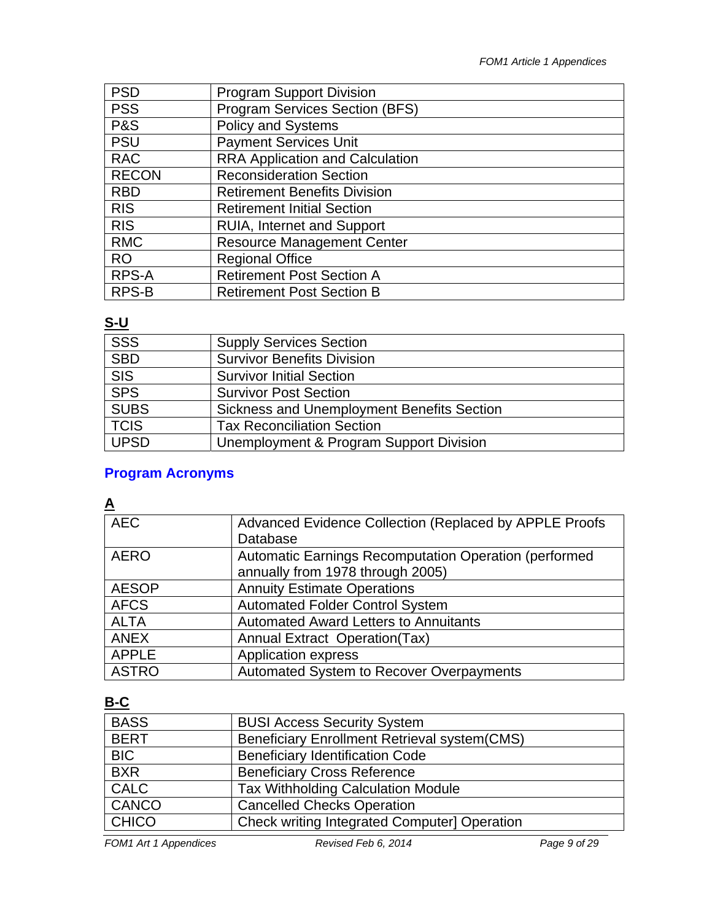| | |
|---|---|
| PSD | Program Support Division |
| PSS | Program Services Section (BFS) |
| P&S | Policy and Systems |
| PSU | Payment Services Unit |
| RAC | RRA Application and Calculation |
| RECON | Reconsideration Section |
| RBD | Retirement Benefits Division |
| RIS | Retirement Initial Section |
| RIS | RUIA, Internet and Support |
| RMC | Resource Management Center |
| RO | Regional Office |
| RPS-A | Retirement Post Section A |
| RPS-B | Retirement Post Section B |

**S-U**

| | |
|---|---|
| SSS | Supply Services Section |
| SBD | Survivor Benefits Division |
| SIS | Survivor Initial Section |
| SPS | Survivor Post Section |
| SUBS | Sickness and Unemployment Benefits Section |
| TCIS | Tax Reconciliation Section |
| UPSD | Unemployment & Program Support Division |

## Program Acronyms

**A**

| | |
|---|---|
| AEC | Advanced Evidence Collection (Replaced by APPLE Proofs Database |
| AERO | Automatic Earnings Recomputation Operation (performed annually from 1978 through 2005) |
| AESOP | Annuity Estimate Operations |
| AFCS | Automated Folder Control System |
| ALTA | Automated Award Letters to Annuitants |
| ANEX | Annual Extract Operation(Tax) |
| APPLE | Application express |
| ASTRO | Automated System to Recover Overpayments |

**B-C**

| | |
|---|---|
| BASS | BUSI Access Security System |
| BERT | Beneficiary Enrollment Retrieval system(CMS) |
| BIC | Beneficiary Identification Code |
| BXR | Beneficiary Cross Reference |
| CALC | Tax Withholding Calculation Module |
| CANCO | Cancelled Checks Operation |
| CHICO | Check writing Integrated Computer] Operation |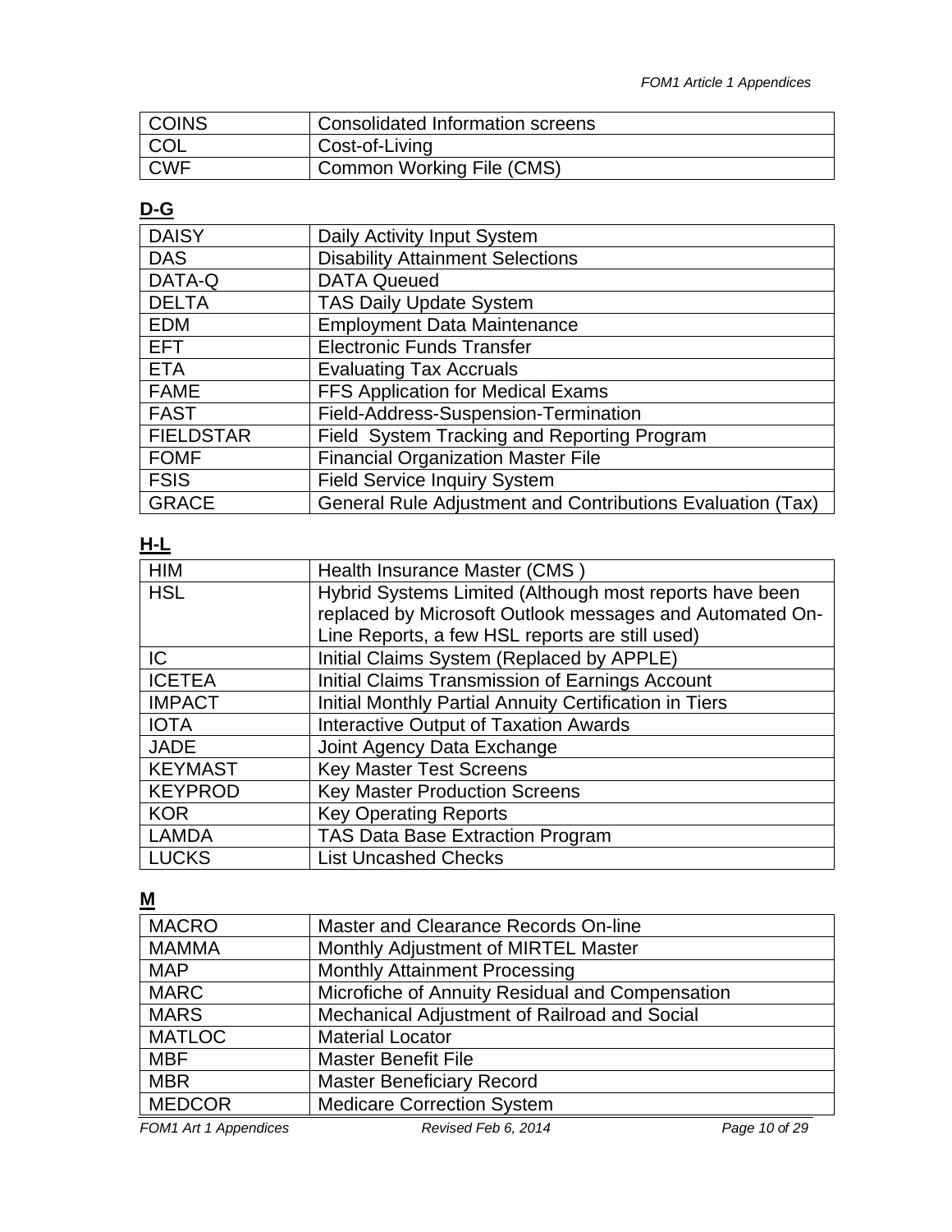| | |
|---|---|
| COINS | Consolidated Information screens |
| COL | Cost-of-Living |
| CWF | Common Working File (CMS) |

**D-G**

| | |
|---|---|
| DAISY | Daily Activity Input System |
| DAS | Disability Attainment Selections |
| DATA-Q | DATA Queued |
| DELTA | TAS Daily Update System |
| EDM | Employment Data Maintenance |
| EFT | Electronic Funds Transfer |
| ETA | Evaluating Tax Accruals |
| FAME | FFS Application for Medical Exams |
| FAST | Field-Address-Suspension-Termination |
| FIELDSTAR | Field System Tracking and Reporting Program |
| FOMF | Financial Organization Master File |
| FSIS | Field Service Inquiry System |
| GRACE | General Rule Adjustment and Contributions Evaluation (Tax) |

**H-L**

| | |
|---|---|
| HIM | Health Insurance Master (CMS ) |
| HSL | Hybrid Systems Limited (Although most reports have been replaced by Microsoft Outlook messages and Automated On-Line Reports, a few HSL reports are still used) |
| IC | Initial Claims System (Replaced by APPLE) |
| ICETEA | Initial Claims Transmission of Earnings Account |
| IMPACT | Initial Monthly Partial Annuity Certification in Tiers |
| IOTA | Interactive Output of Taxation Awards |
| JADE | Joint Agency Data Exchange |
| KEYMAST | Key Master Test Screens |
| KEYPROD | Key Master Production Screens |
| KOR | Key Operating Reports |
| LAMDA | TAS Data Base Extraction Program |
| LUCKS | List Uncashed Checks |

**M**

| | |
|---|---|
| MACRO | Master and Clearance Records On-line |
| MAMMA | Monthly Adjustment of MIRTEL Master |
| MAP | Monthly Attainment Processing |
| MARC | Microfiche of Annuity Residual and Compensation |
| MARS | Mechanical Adjustment of Railroad and Social |
| MATLOC | Material Locator |
| MBF | Master Benefit File |
| MBR | Master Beneficiary Record |
| MEDCOR | Medicare Correction System |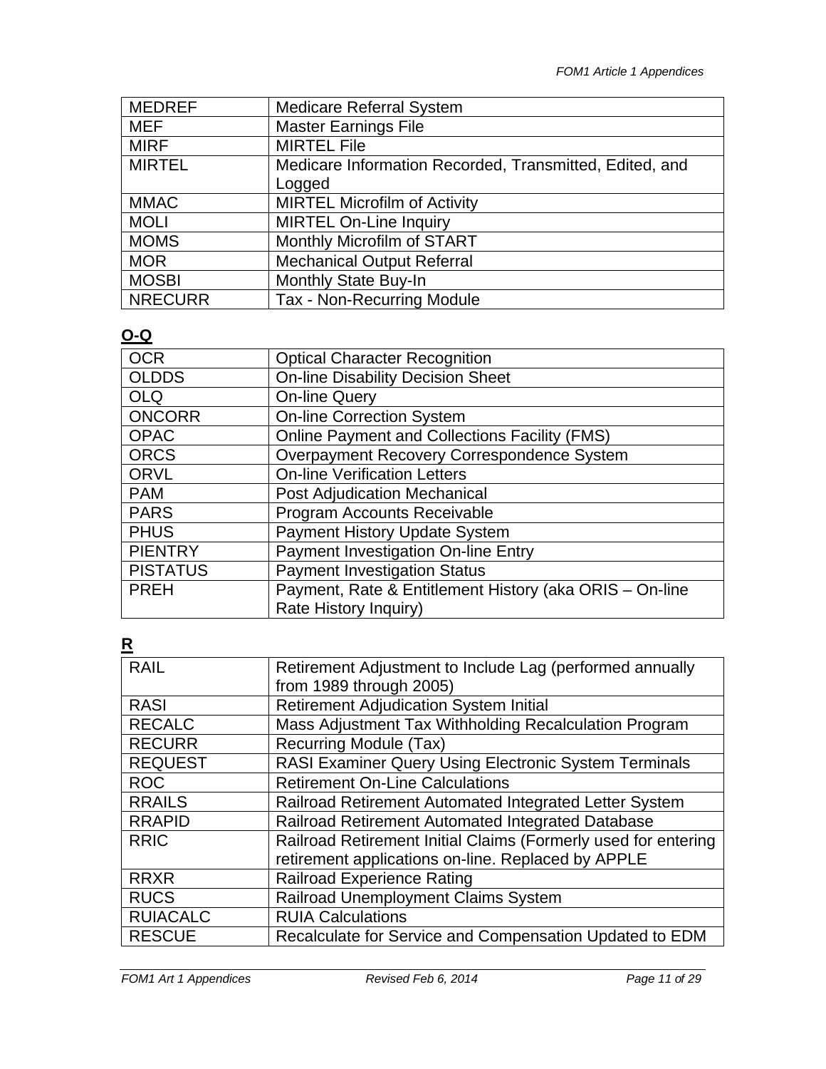| | |
|---|---|
| MEDREF | Medicare Referral System |
| MEF | Master Earnings File |
| MIRF | MIRTEL File |
| MIRTEL | Medicare Information Recorded, Transmitted, Edited, and Logged |
| MMAC | MIRTEL Microfilm of Activity |
| MOLI | MIRTEL On-Line Inquiry |
| MOMS | Monthly Microfilm of START |
| MOR | Mechanical Output Referral |
| MOSBI | Monthly State Buy-In |
| NRECURR | Tax - Non-Recurring Module |

**O-Q**

| | |
|---|---|
| OCR | Optical Character Recognition |
| OLDDS | On-line Disability Decision Sheet |
| OLQ | On-line Query |
| ONCORR | On-line Correction System |
| OPAC | Online Payment and Collections Facility (FMS) |
| ORCS | Overpayment Recovery Correspondence System |
| ORVL | On-line Verification Letters |
| PAM | Post Adjudication Mechanical |
| PARS | Program Accounts Receivable |
| PHUS | Payment History Update System |
| PIENTRY | Payment Investigation On-line Entry |
| PISTATUS | Payment Investigation Status |
| PREH | Payment, Rate & Entitlement History (aka ORIS – On-line Rate History Inquiry) |

**R**

| | |
|---|---|
| RAIL | Retirement Adjustment to Include Lag (performed annually from 1989 through 2005) |
| RASI | Retirement Adjudication System Initial |
| RECALC | Mass Adjustment Tax Withholding Recalculation Program |
| RECURR | Recurring Module (Tax) |
| REQUEST | RASI Examiner Query Using Electronic System Terminals |
| ROC | Retirement On-Line Calculations |
| RRAILS | Railroad Retirement Automated Integrated Letter System |
| RRAPID | Railroad Retirement Automated Integrated Database |
| RRIC | Railroad Retirement Initial Claims (Formerly used for entering retirement applications on-line. Replaced by APPLE |
| RRXR | Railroad Experience Rating |
| RUCS | Railroad Unemployment Claims System |
| RUIACALC | RUIA Calculations |
| RESCUE | Recalculate for Service and Compensation Updated to EDM |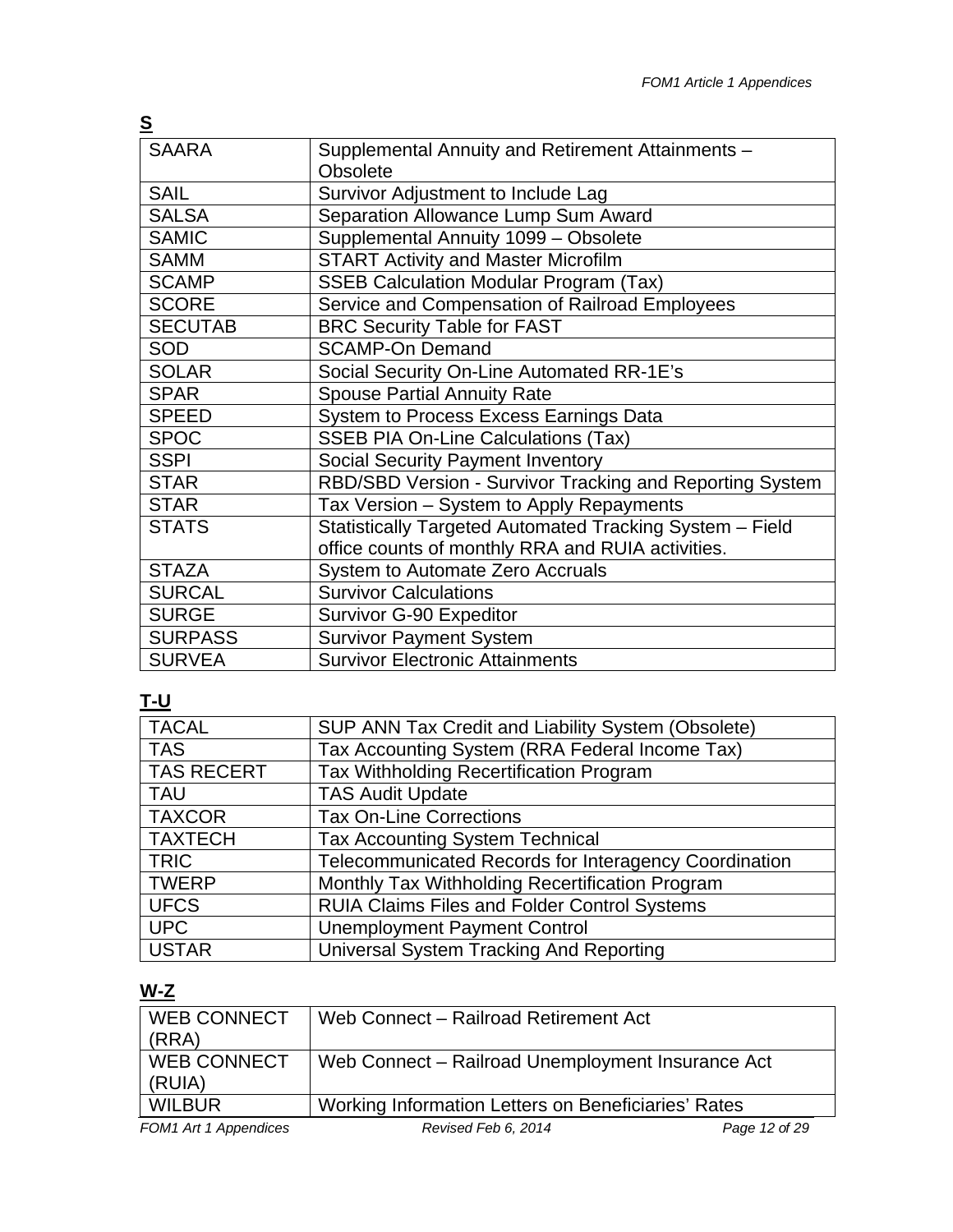**S**

| | |
|---|---|
| SAARA | Supplemental Annuity and Retirement Attainments – Obsolete |
| SAIL | Survivor Adjustment to Include Lag |
| SALSA | Separation Allowance Lump Sum Award |
| SAMIC | Supplemental Annuity 1099 – Obsolete |
| SAMM | START Activity and Master Microfilm |
| SCAMP | SSEB Calculation Modular Program (Tax) |
| SCORE | Service and Compensation of Railroad Employees |
| SECUTAB | BRC Security Table for FAST |
| SOD | SCAMP-On Demand |
| SOLAR | Social Security On-Line Automated RR-1E's |
| SPAR | Spouse Partial Annuity Rate |
| SPEED | System to Process Excess Earnings Data |
| SPOC | SSEB PIA On-Line Calculations (Tax) |
| SSPI | Social Security Payment Inventory |
| STAR | RBD/SBD Version - Survivor Tracking and Reporting System |
| STAR | Tax Version – System to Apply Repayments |
| STATS | Statistically Targeted Automated Tracking System – Field office counts of monthly RRA and RUIA activities. |
| STAZA | System to Automate Zero Accruals |
| SURCAL | Survivor Calculations |
| SURGE | Survivor G-90 Expeditor |
| SURPASS | Survivor Payment System |
| SURVEA | Survivor Electronic Attainments |

**T-U**

| | |
|---|---|
| TACAL | SUP ANN Tax Credit and Liability System (Obsolete) |
| TAS | Tax Accounting System (RRA Federal Income Tax) |
| TAS RECERT | Tax Withholding Recertification Program |
| TAU | TAS Audit Update |
| TAXCOR | Tax On-Line Corrections |
| TAXTECH | Tax Accounting System Technical |
| TRIC | Telecommunicated Records for Interagency Coordination |
| TWERP | Monthly Tax Withholding Recertification Program |
| UFCS | RUIA Claims Files and Folder Control Systems |
| UPC | Unemployment Payment Control |
| USTAR | Universal System Tracking And Reporting |

**W-Z**

| | |
|---|---|
| WEB CONNECT (RRA) | Web Connect – Railroad Retirement Act |
| WEB CONNECT (RUIA) | Web Connect – Railroad Unemployment Insurance Act |
| WILBUR | Working Information Letters on Beneficiaries' Rates |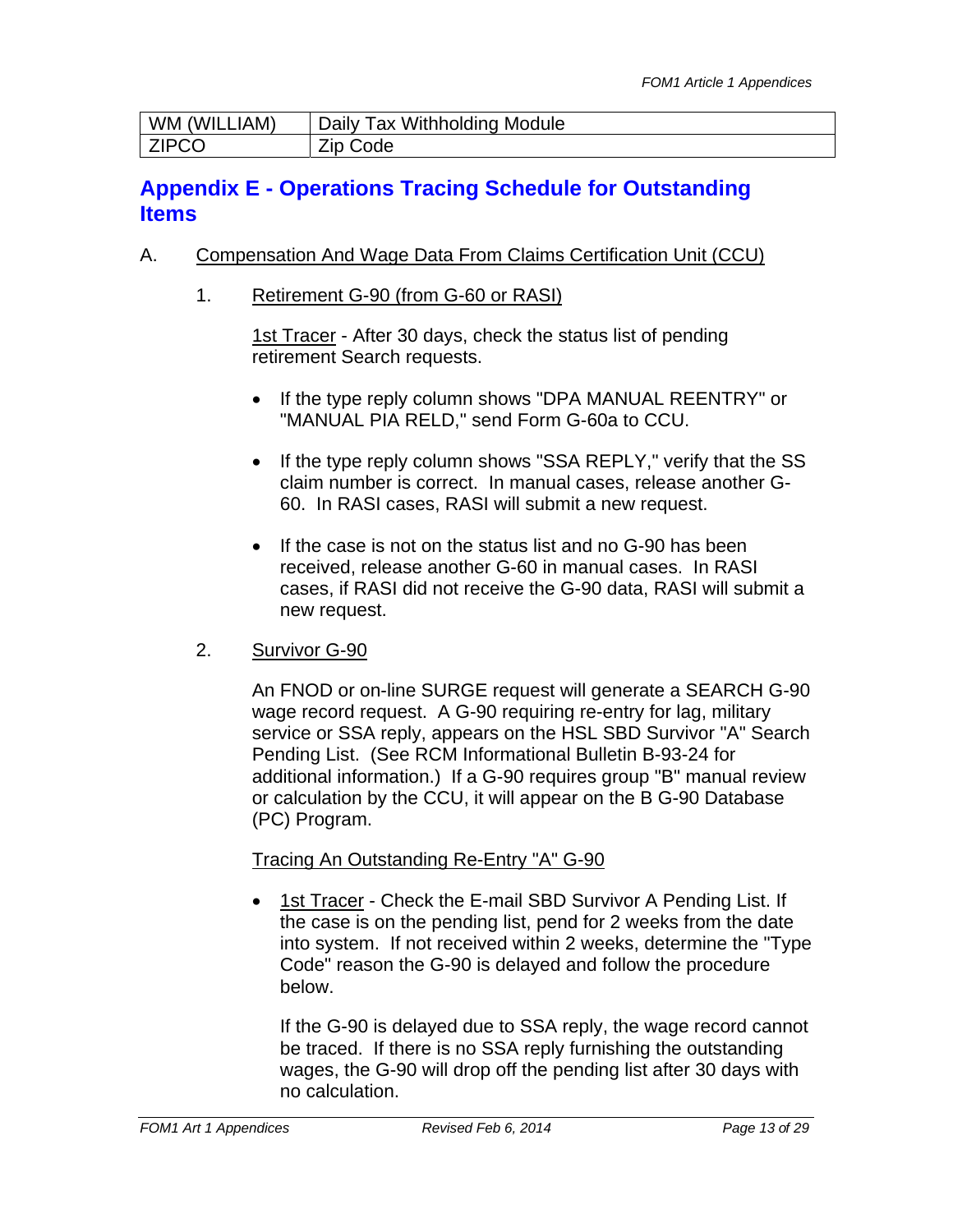| WM (WILLIAM) | Daily Tax Withholding Module |
|---|---|
| ZIPCO | Zip Code |

## Appendix E - Operations Tracing Schedule for Outstanding Items

A. Compensation And Wage Data From Claims Certification Unit (CCU)

1. Retirement G-90 (from G-60 or RASI)

   1st Tracer - After 30 days, check the status list of pending retirement Search requests.

   - If the type reply column shows "DPA MANUAL REENTRY" or "MANUAL PIA RELD," send Form G-60a to CCU.
   - If the type reply column shows "SSA REPLY," verify that the SS claim number is correct. In manual cases, release another G-60. In RASI cases, RASI will submit a new request.
   - If the case is not on the status list and no G-90 has been received, release another G-60 in manual cases. In RASI cases, if RASI did not receive the G-90 data, RASI will submit a new request.

2. Survivor G-90

   An FNOD or on-line SURGE request will generate a SEARCH G-90 wage record request. A G-90 requiring re-entry for lag, military service or SSA reply, appears on the HSL SBD Survivor "A" Search Pending List. (See RCM Informational Bulletin B-93-24 for additional information.) If a G-90 requires group "B" manual review or calculation by the CCU, it will appear on the B G-90 Database (PC) Program.

   Tracing An Outstanding Re-Entry "A" G-90

   - 1st Tracer - Check the E-mail SBD Survivor A Pending List. If the case is on the pending list, pend for 2 weeks from the date into system. If not received within 2 weeks, determine the "Type Code" reason the G-90 is delayed and follow the procedure below.

     If the G-90 is delayed due to SSA reply, the wage record cannot be traced. If there is no SSA reply furnishing the outstanding wages, the G-90 will drop off the pending list after 30 days with no calculation.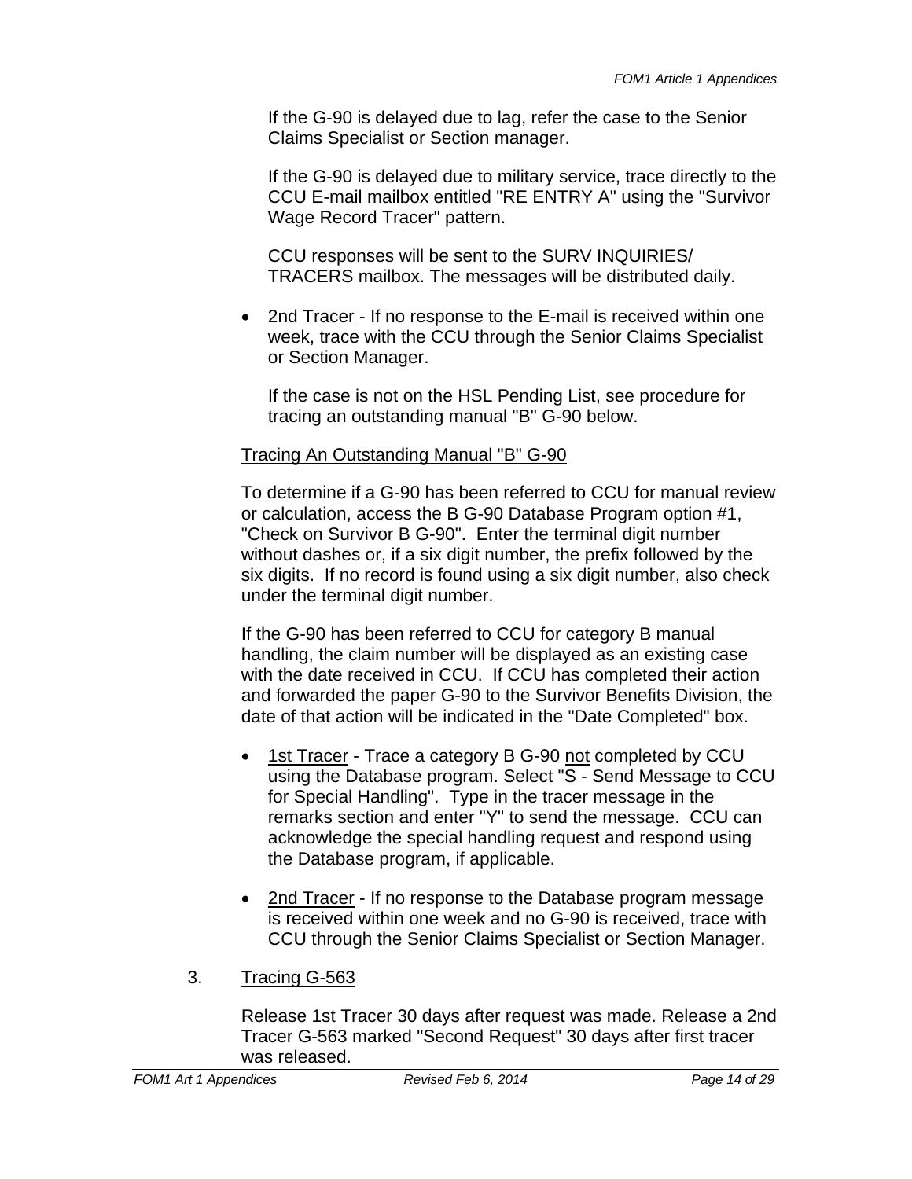If the G-90 is delayed due to lag, refer the case to the Senior Claims Specialist or Section manager.

If the G-90 is delayed due to military service, trace directly to the CCU E-mail mailbox entitled "RE ENTRY A" using the "Survivor Wage Record Tracer" pattern.

CCU responses will be sent to the SURV INQUIRIES/ TRACERS mailbox. The messages will be distributed daily.

- <u>2nd Tracer</u> - If no response to the E-mail is received within one week, trace with the CCU through the Senior Claims Specialist or Section Manager.

  If the case is not on the HSL Pending List, see procedure for tracing an outstanding manual "B" G-90 below.

<u>Tracing An Outstanding Manual "B" G-90</u>

To determine if a G-90 has been referred to CCU for manual review or calculation, access the B G-90 Database Program option #1, "Check on Survivor B G-90". Enter the terminal digit number without dashes or, if a six digit number, the prefix followed by the six digits. If no record is found using a six digit number, also check under the terminal digit number.

If the G-90 has been referred to CCU for category B manual handling, the claim number will be displayed as an existing case with the date received in CCU. If CCU has completed their action and forwarded the paper G-90 to the Survivor Benefits Division, the date of that action will be indicated in the "Date Completed" box.

- <u>1st Tracer</u> - Trace a category B G-90 <u>not</u> completed by CCU using the Database program. Select "S - Send Message to CCU for Special Handling". Type in the tracer message in the remarks section and enter "Y" to send the message. CCU can acknowledge the special handling request and respond using the Database program, if applicable.

- <u>2nd Tracer</u> - If no response to the Database program message is received within one week and no G-90 is received, trace with CCU through the Senior Claims Specialist or Section Manager.

3. <u>Tracing G-563</u>

   Release 1st Tracer 30 days after request was made. Release a 2nd Tracer G-563 marked "Second Request" 30 days after first tracer was released.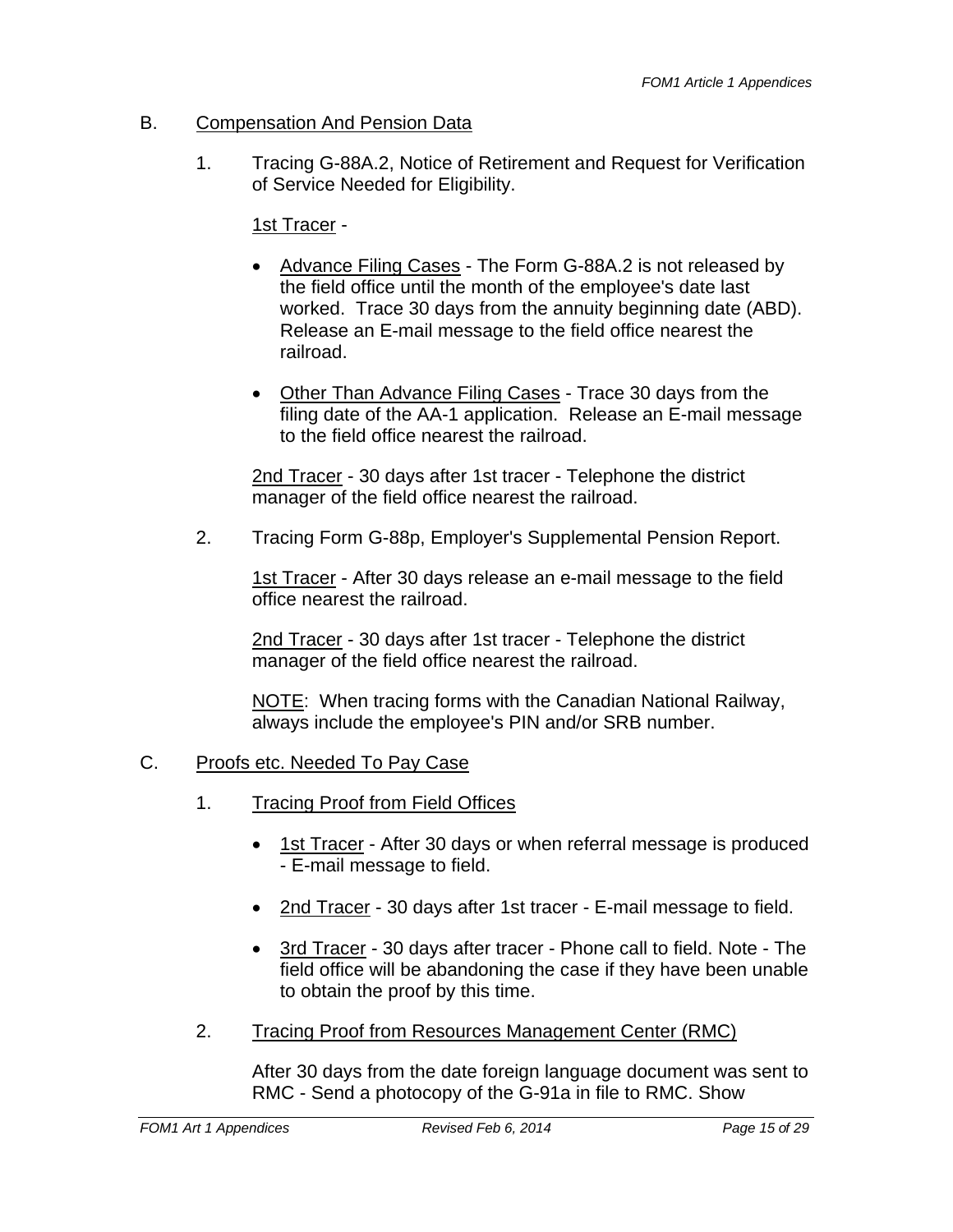B. Compensation And Pension Data

1. Tracing G-88A.2, Notice of Retirement and Request for Verification of Service Needed for Eligibility.

   1st Tracer -

   - Advance Filing Cases - The Form G-88A.2 is not released by the field office until the month of the employee's date last worked. Trace 30 days from the annuity beginning date (ABD). Release an E-mail message to the field office nearest the railroad.

   - Other Than Advance Filing Cases - Trace 30 days from the filing date of the AA-1 application. Release an E-mail message to the field office nearest the railroad.

   2nd Tracer - 30 days after 1st tracer - Telephone the district manager of the field office nearest the railroad.

2. Tracing Form G-88p, Employer's Supplemental Pension Report.

   1st Tracer - After 30 days release an e-mail message to the field office nearest the railroad.

   2nd Tracer - 30 days after 1st tracer - Telephone the district manager of the field office nearest the railroad.

   NOTE: When tracing forms with the Canadian National Railway, always include the employee's PIN and/or SRB number.

C. Proofs etc. Needed To Pay Case

1. Tracing Proof from Field Offices

   - 1st Tracer - After 30 days or when referral message is produced - E-mail message to field.

   - 2nd Tracer - 30 days after 1st tracer - E-mail message to field.

   - 3rd Tracer - 30 days after tracer - Phone call to field. Note - The field office will be abandoning the case if they have been unable to obtain the proof by this time.

2. Tracing Proof from Resources Management Center (RMC)

   After 30 days from the date foreign language document was sent to RMC - Send a photocopy of the G-91a in file to RMC. Show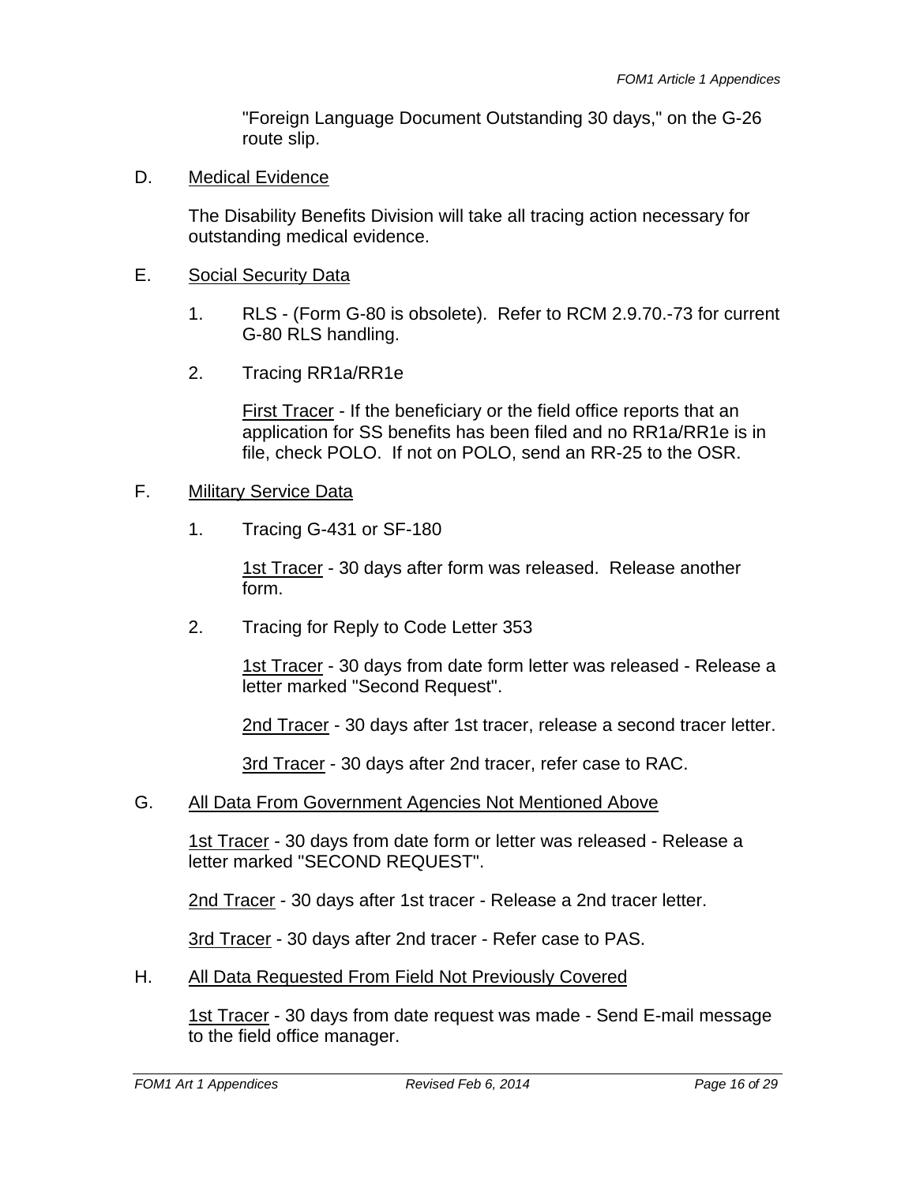"Foreign Language Document Outstanding 30 days," on the G-26 route slip.

D. Medical Evidence

The Disability Benefits Division will take all tracing action necessary for outstanding medical evidence.

E. Social Security Data

1. RLS - (Form G-80 is obsolete). Refer to RCM 2.9.70.-73 for current G-80 RLS handling.

2. Tracing RR1a/RR1e

   First Tracer - If the beneficiary or the field office reports that an application for SS benefits has been filed and no RR1a/RR1e is in file, check POLO. If not on POLO, send an RR-25 to the OSR.

F. Military Service Data

1. Tracing G-431 or SF-180

   1st Tracer - 30 days after form was released. Release another form.

2. Tracing for Reply to Code Letter 353

   1st Tracer - 30 days from date form letter was released - Release a letter marked "Second Request".

   2nd Tracer - 30 days after 1st tracer, release a second tracer letter.

   3rd Tracer - 30 days after 2nd tracer, refer case to RAC.

G. All Data From Government Agencies Not Mentioned Above

1st Tracer - 30 days from date form or letter was released - Release a letter marked "SECOND REQUEST".

2nd Tracer - 30 days after 1st tracer - Release a 2nd tracer letter.

3rd Tracer - 30 days after 2nd tracer - Refer case to PAS.

H. All Data Requested From Field Not Previously Covered

1st Tracer - 30 days from date request was made - Send E-mail message to the field office manager.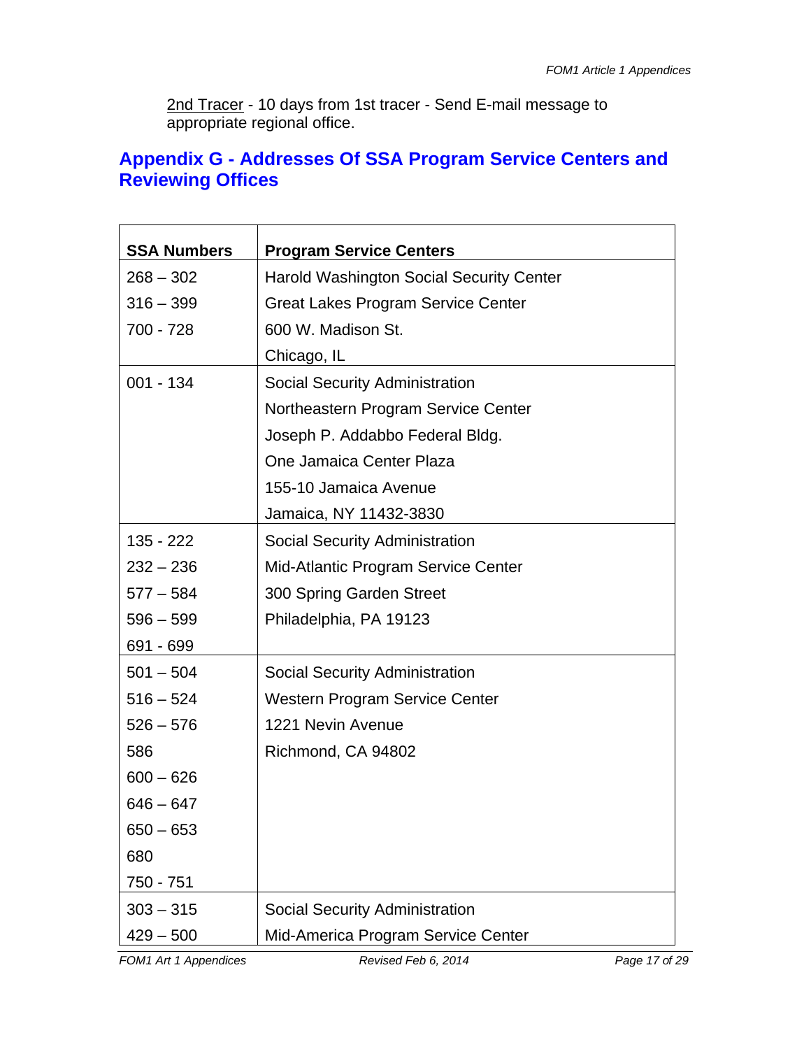2nd Tracer - 10 days from 1st tracer - Send E-mail message to appropriate regional office.

## Appendix G - Addresses Of SSA Program Service Centers and Reviewing Offices

| SSA Numbers | Program Service Centers |
|---|---|
| 268 – 302<br>316 – 399<br>700 - 728 | Harold Washington Social Security Center<br>Great Lakes Program Service Center<br>600 W. Madison St.<br>Chicago, IL |
| 001 - 134 | Social Security Administration<br>Northeastern Program Service Center<br>Joseph P. Addabbo Federal Bldg.<br>One Jamaica Center Plaza<br>155-10 Jamaica Avenue<br>Jamaica, NY 11432-3830 |
| 135 - 222<br>232 – 236<br>577 – 584<br>596 – 599<br>691 - 699 | Social Security Administration<br>Mid-Atlantic Program Service Center<br>300 Spring Garden Street<br>Philadelphia, PA 19123 |
| 501 – 504<br>516 – 524<br>526 – 576<br>586<br>600 – 626<br>646 – 647<br>650 – 653<br>680<br>750 - 751 | Social Security Administration<br>Western Program Service Center<br>1221 Nevin Avenue<br>Richmond, CA 94802 |
| 303 – 315<br>429 – 500 | Social Security Administration<br>Mid-America Program Service Center |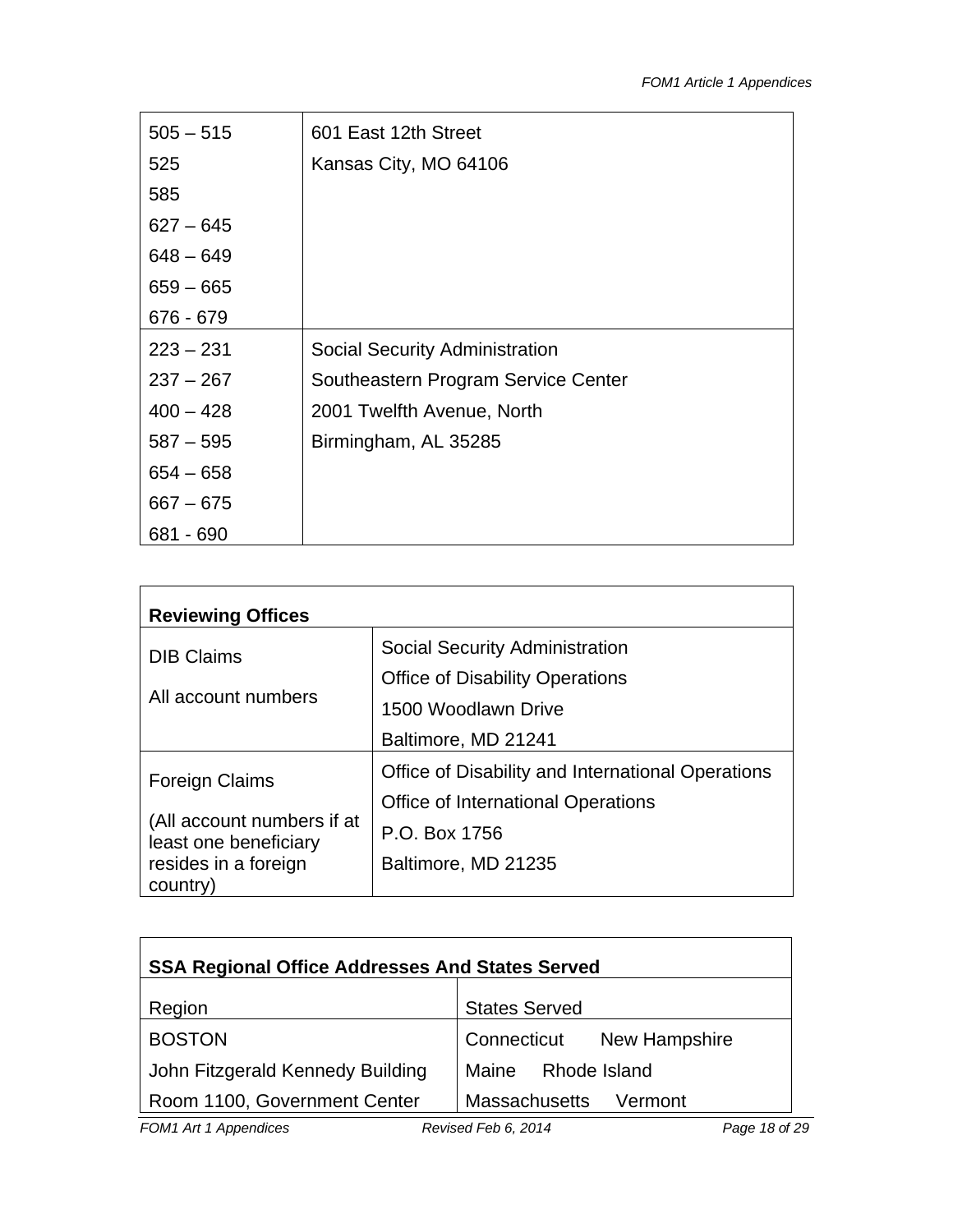| | |
|---|---|
| 505 – 515<br>525<br>585<br>627 – 645<br>648 – 649<br>659 – 665<br>676 - 679 | 601 East 12th Street<br>Kansas City, MO 64106 |
| 223 – 231<br>237 – 267<br>400 – 428<br>587 – 595<br>654 – 658<br>667 – 675<br>681 - 690 | Social Security Administration<br>Southeastern Program Service Center<br>2001 Twelfth Avenue, North<br>Birmingham, AL 35285 |

| **Reviewing Offices** | |
|---|---|
| DIB Claims<br>All account numbers | Social Security Administration<br>Office of Disability Operations<br>1500 Woodlawn Drive<br>Baltimore, MD 21241 |
| Foreign Claims<br>(All account numbers if at least one beneficiary resides in a foreign country) | Office of Disability and International Operations<br>Office of International Operations<br>P.O. Box 1756<br>Baltimore, MD 21235 |

| **SSA Regional Office Addresses And States Served** | |
|---|---|
| Region | States Served |
| BOSTON<br>John Fitzgerald Kennedy Building<br>Room 1100, Government Center | Connecticut New Hampshire<br>Maine Rhode Island<br>Massachusetts Vermont |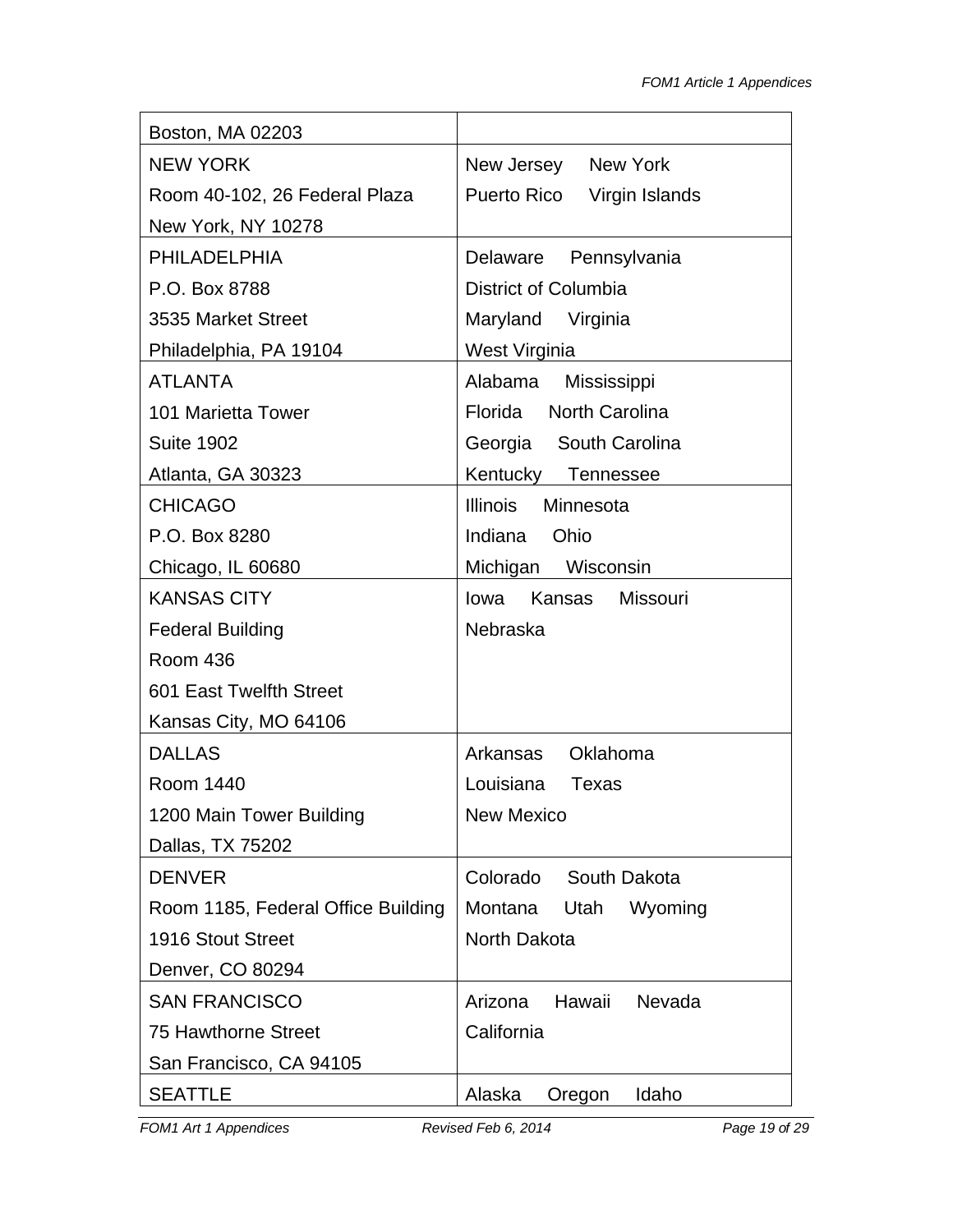| | |
|---|---|
| Boston, MA 02203 | |
| NEW YORK<br>Room 40-102, 26 Federal Plaza<br>New York, NY 10278 | New Jersey New York<br>Puerto Rico Virgin Islands |
| PHILADELPHIA<br>P.O. Box 8788<br>3535 Market Street<br>Philadelphia, PA 19104 | Delaware Pennsylvania<br>District of Columbia<br>Maryland Virginia<br>West Virginia |
| ATLANTA<br>101 Marietta Tower<br>Suite 1902<br>Atlanta, GA 30323 | Alabama Mississippi<br>Florida North Carolina<br>Georgia South Carolina<br>Kentucky Tennessee |
| CHICAGO<br>P.O. Box 8280<br>Chicago, IL 60680 | Illinois Minnesota<br>Indiana Ohio<br>Michigan Wisconsin |
| KANSAS CITY<br>Federal Building<br>Room 436<br>601 East Twelfth Street<br>Kansas City, MO 64106 | Iowa Kansas Missouri<br>Nebraska |
| DALLAS<br>Room 1440<br>1200 Main Tower Building<br>Dallas, TX 75202 | Arkansas Oklahoma<br>Louisiana Texas<br>New Mexico |
| DENVER<br>Room 1185, Federal Office Building<br>1916 Stout Street<br>Denver, CO 80294 | Colorado South Dakota<br>Montana Utah Wyoming<br>North Dakota |
| SAN FRANCISCO<br>75 Hawthorne Street<br>San Francisco, CA 94105 | Arizona Hawaii Nevada<br>California |
| SEATTLE | Alaska Oregon Idaho |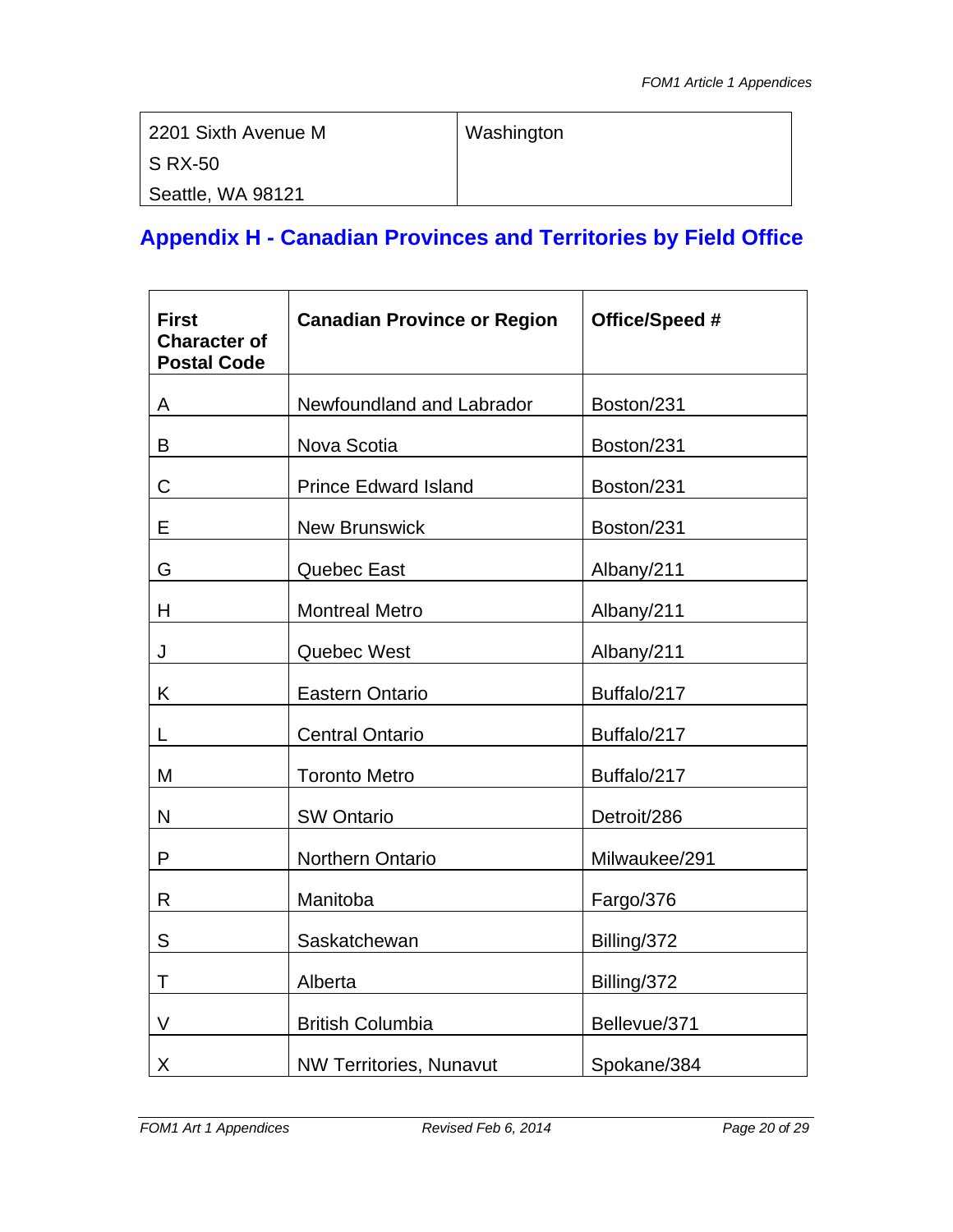| 2201 Sixth Avenue M<br>S RX-50<br>Seattle, WA 98121 | Washington |
|---|---|

## Appendix H - Canadian Provinces and Territories by Field Office

| First Character of Postal Code | Canadian Province or Region | Office/Speed # |
|---|---|---|
| A | Newfoundland and Labrador | Boston/231 |
| B | Nova Scotia | Boston/231 |
| C | Prince Edward Island | Boston/231 |
| E | New Brunswick | Boston/231 |
| G | Quebec East | Albany/211 |
| H | Montreal Metro | Albany/211 |
| J | Quebec West | Albany/211 |
| K | Eastern Ontario | Buffalo/217 |
| L | Central Ontario | Buffalo/217 |
| M | Toronto Metro | Buffalo/217 |
| N | SW Ontario | Detroit/286 |
| P | Northern Ontario | Milwaukee/291 |
| R | Manitoba | Fargo/376 |
| S | Saskatchewan | Billing/372 |
| T | Alberta | Billing/372 |
| V | British Columbia | Bellevue/371 |
| X | NW Territories, Nunavut | Spokane/384 |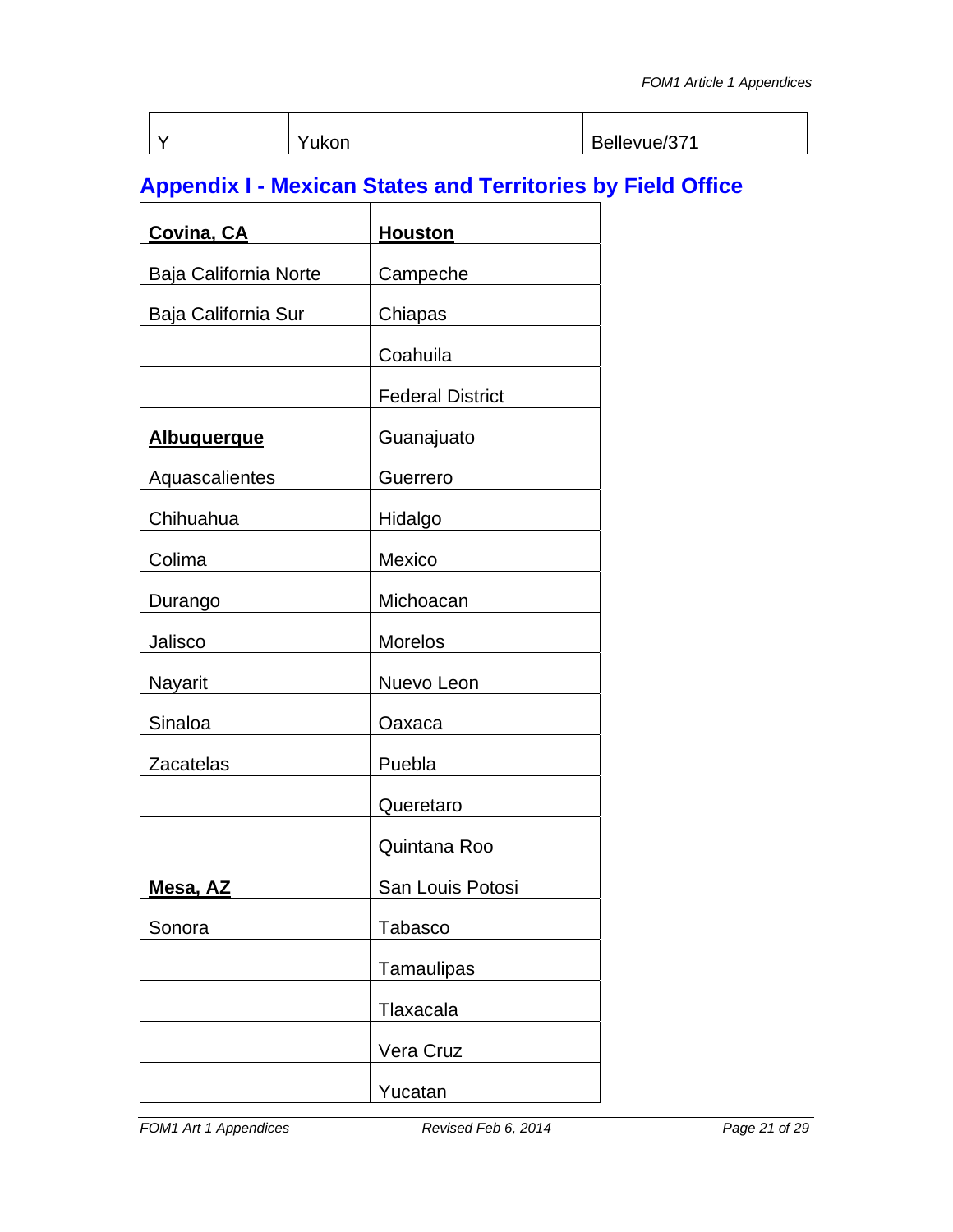| Y | Yukon | Bellevue/371 |
|---|---|---|

## Appendix I - Mexican States and Territories by Field Office

| **Covina, CA** | **Houston** |
|---|---|
| Baja California Norte | Campeche |
| Baja California Sur | Chiapas |
| | Coahuila |
| | Federal District |
| **Albuquerque** | Guanajuato |
| Aquascalientes | Guerrero |
| Chihuahua | Hidalgo |
| Colima | Mexico |
| Durango | Michoacan |
| Jalisco | Morelos |
| Nayarit | Nuevo Leon |
| Sinaloa | Oaxaca |
| Zacatelas | Puebla |
| | Queretaro |
| | Quintana Roo |
| **Mesa, AZ** | San Louis Potosi |
| Sonora | Tabasco |
| | Tamaulipas |
| | Tlaxacala |
| | Vera Cruz |
| | Yucatan |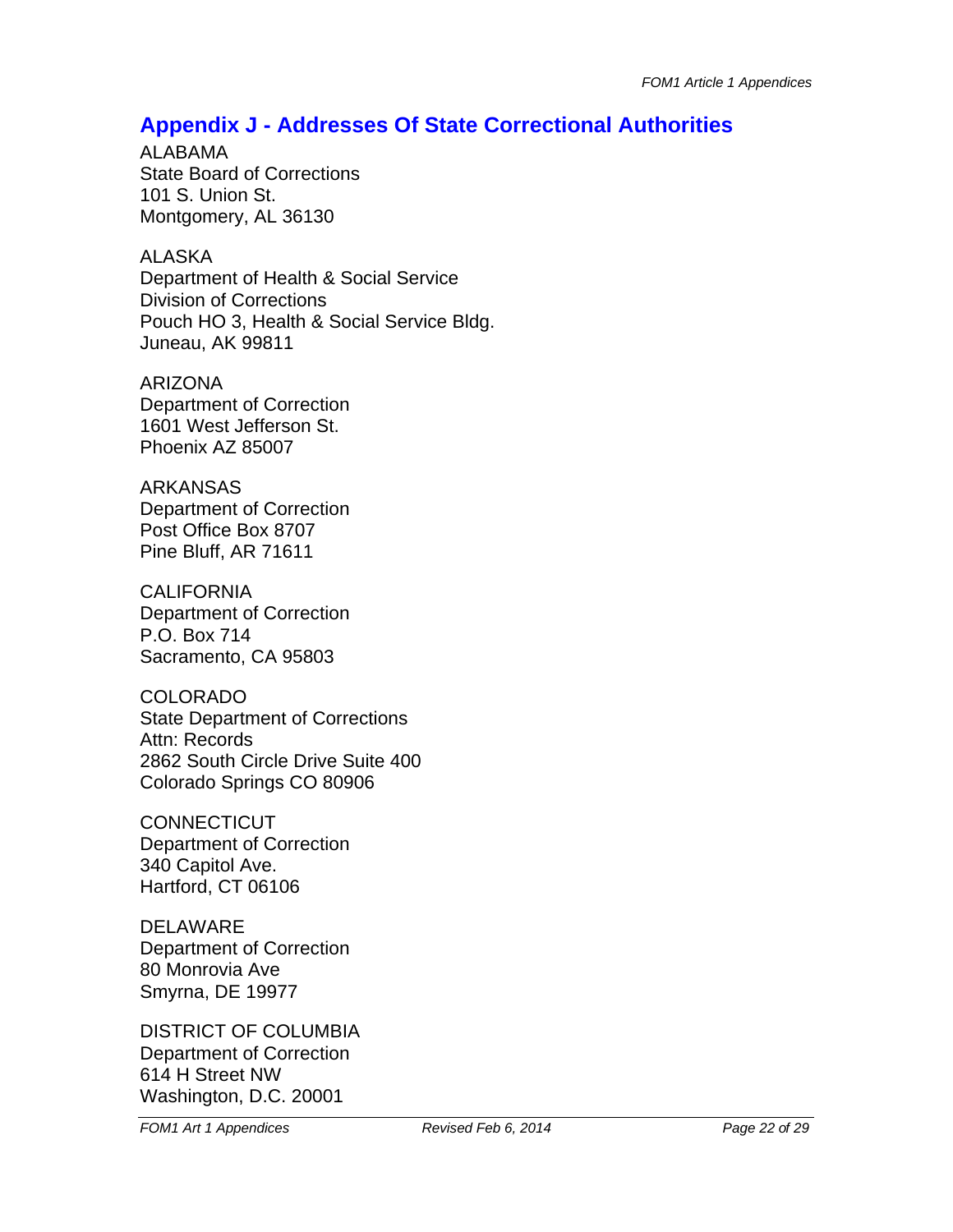## Appendix J - Addresses Of State Correctional Authorities

ALABAMA
State Board of Corrections
101 S. Union St.
Montgomery, AL 36130

ALASKA
Department of Health & Social Service
Division of Corrections
Pouch HO 3, Health & Social Service Bldg.
Juneau, AK 99811

ARIZONA
Department of Correction
1601 West Jefferson St.
Phoenix AZ 85007

ARKANSAS
Department of Correction
Post Office Box 8707
Pine Bluff, AR 71611

CALIFORNIA
Department of Correction
P.O. Box 714
Sacramento, CA 95803

COLORADO
State Department of Corrections
Attn: Records
2862 South Circle Drive Suite 400
Colorado Springs CO 80906

CONNECTICUT
Department of Correction
340 Capitol Ave.
Hartford, CT 06106

DELAWARE
Department of Correction
80 Monrovia Ave
Smyrna, DE 19977

DISTRICT OF COLUMBIA
Department of Correction
614 H Street NW
Washington, D.C. 20001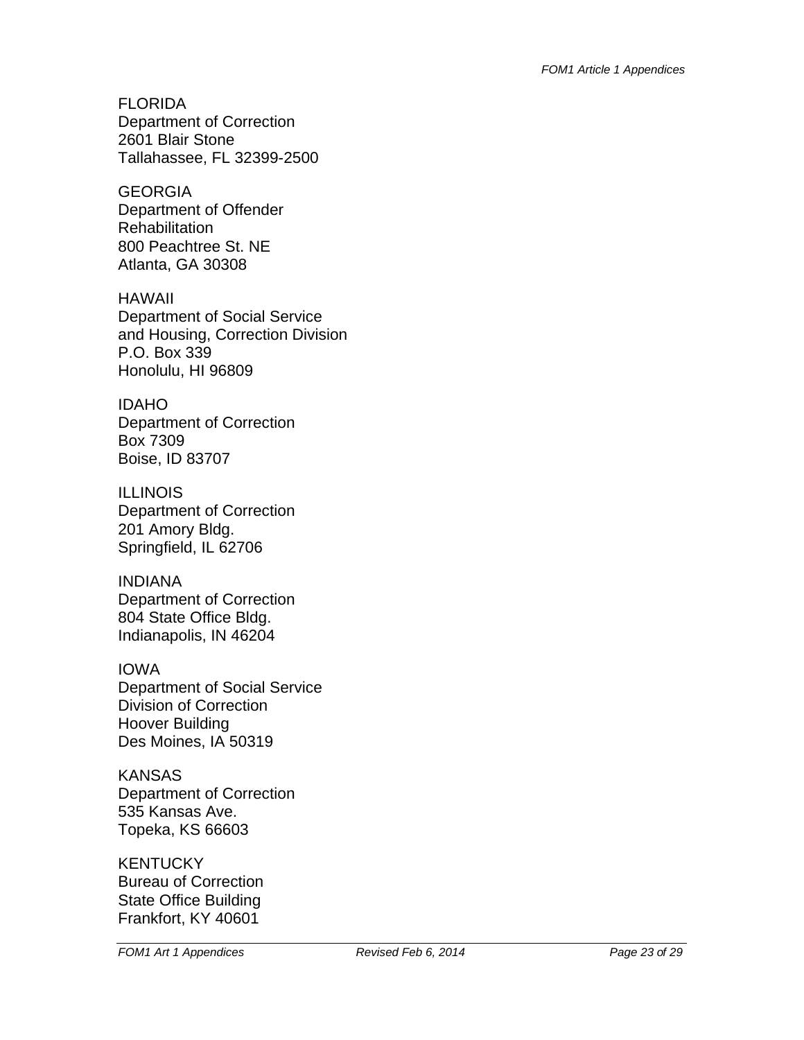FLORIDA
Department of Correction
2601 Blair Stone
Tallahassee, FL 32399-2500

GEORGIA
Department of Offender
Rehabilitation
800 Peachtree St. NE
Atlanta, GA 30308

HAWAII
Department of Social Service
and Housing, Correction Division
P.O. Box 339
Honolulu, HI 96809

IDAHO
Department of Correction
Box 7309
Boise, ID 83707

ILLINOIS
Department of Correction
201 Amory Bldg.
Springfield, IL 62706

INDIANA
Department of Correction
804 State Office Bldg.
Indianapolis, IN 46204

IOWA
Department of Social Service
Division of Correction
Hoover Building
Des Moines, IA 50319

KANSAS
Department of Correction
535 Kansas Ave.
Topeka, KS 66603

KENTUCKY
Bureau of Correction
State Office Building
Frankfort, KY 40601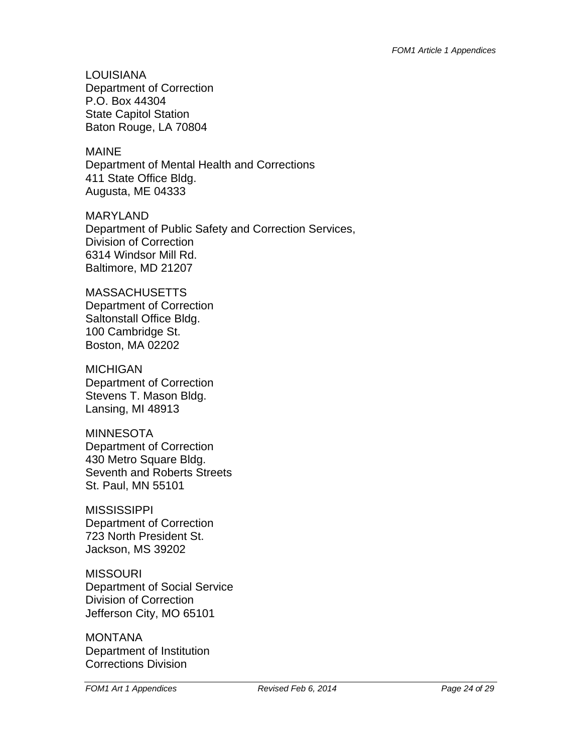LOUISIANA
Department of Correction
P.O. Box 44304
State Capitol Station
Baton Rouge, LA 70804

MAINE
Department of Mental Health and Corrections
411 State Office Bldg.
Augusta, ME 04333

MARYLAND
Department of Public Safety and Correction Services,
Division of Correction
6314 Windsor Mill Rd.
Baltimore, MD 21207

MASSACHUSETTS
Department of Correction
Saltonstall Office Bldg.
100 Cambridge St.
Boston, MA 02202

MICHIGAN
Department of Correction
Stevens T. Mason Bldg.
Lansing, MI 48913

MINNESOTA
Department of Correction
430 Metro Square Bldg.
Seventh and Roberts Streets
St. Paul, MN 55101

MISSISSIPPI
Department of Correction
723 North President St.
Jackson, MS 39202

MISSOURI
Department of Social Service
Division of Correction
Jefferson City, MO 65101

MONTANA
Department of Institution
Corrections Division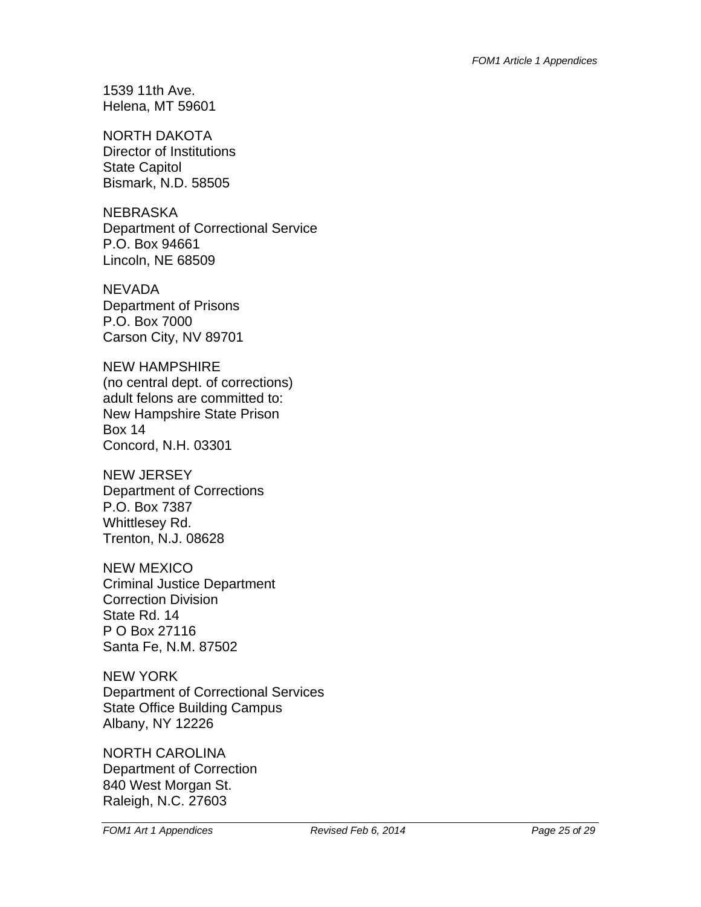1539 11th Ave.
Helena, MT 59601

NORTH DAKOTA
Director of Institutions
State Capitol
Bismark, N.D. 58505

NEBRASKA
Department of Correctional Service
P.O. Box 94661
Lincoln, NE 68509

NEVADA
Department of Prisons
P.O. Box 7000
Carson City, NV 89701

NEW HAMPSHIRE
(no central dept. of corrections)
adult felons are committed to:
New Hampshire State Prison
Box 14
Concord, N.H. 03301

NEW JERSEY
Department of Corrections
P.O. Box 7387
Whittlesey Rd.
Trenton, N.J. 08628

NEW MEXICO
Criminal Justice Department
Correction Division
State Rd. 14
P O Box 27116
Santa Fe, N.M. 87502

NEW YORK
Department of Correctional Services
State Office Building Campus
Albany, NY 12226

NORTH CAROLINA
Department of Correction
840 West Morgan St.
Raleigh, N.C. 27603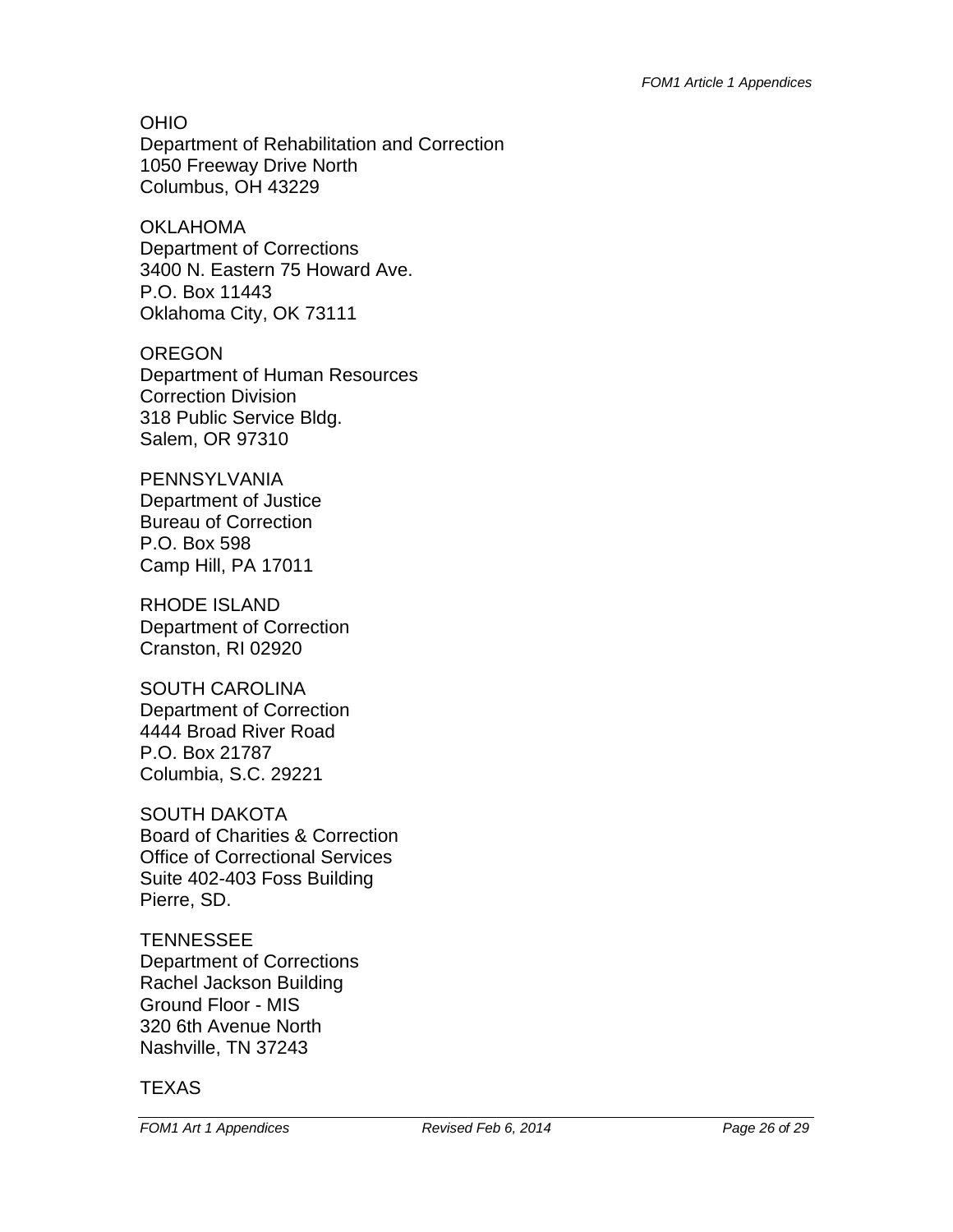OHIO
Department of Rehabilitation and Correction
1050 Freeway Drive North
Columbus, OH 43229

OKLAHOMA
Department of Corrections
3400 N. Eastern 75 Howard Ave.
P.O. Box 11443
Oklahoma City, OK 73111

OREGON
Department of Human Resources
Correction Division
318 Public Service Bldg.
Salem, OR 97310

PENNSYLVANIA
Department of Justice
Bureau of Correction
P.O. Box 598
Camp Hill, PA 17011

RHODE ISLAND
Department of Correction
Cranston, RI 02920

SOUTH CAROLINA
Department of Correction
4444 Broad River Road
P.O. Box 21787
Columbia, S.C. 29221

SOUTH DAKOTA
Board of Charities & Correction
Office of Correctional Services
Suite 402-403 Foss Building
Pierre, SD.

TENNESSEE
Department of Corrections
Rachel Jackson Building
Ground Floor - MIS
320 6th Avenue North
Nashville, TN 37243

TEXAS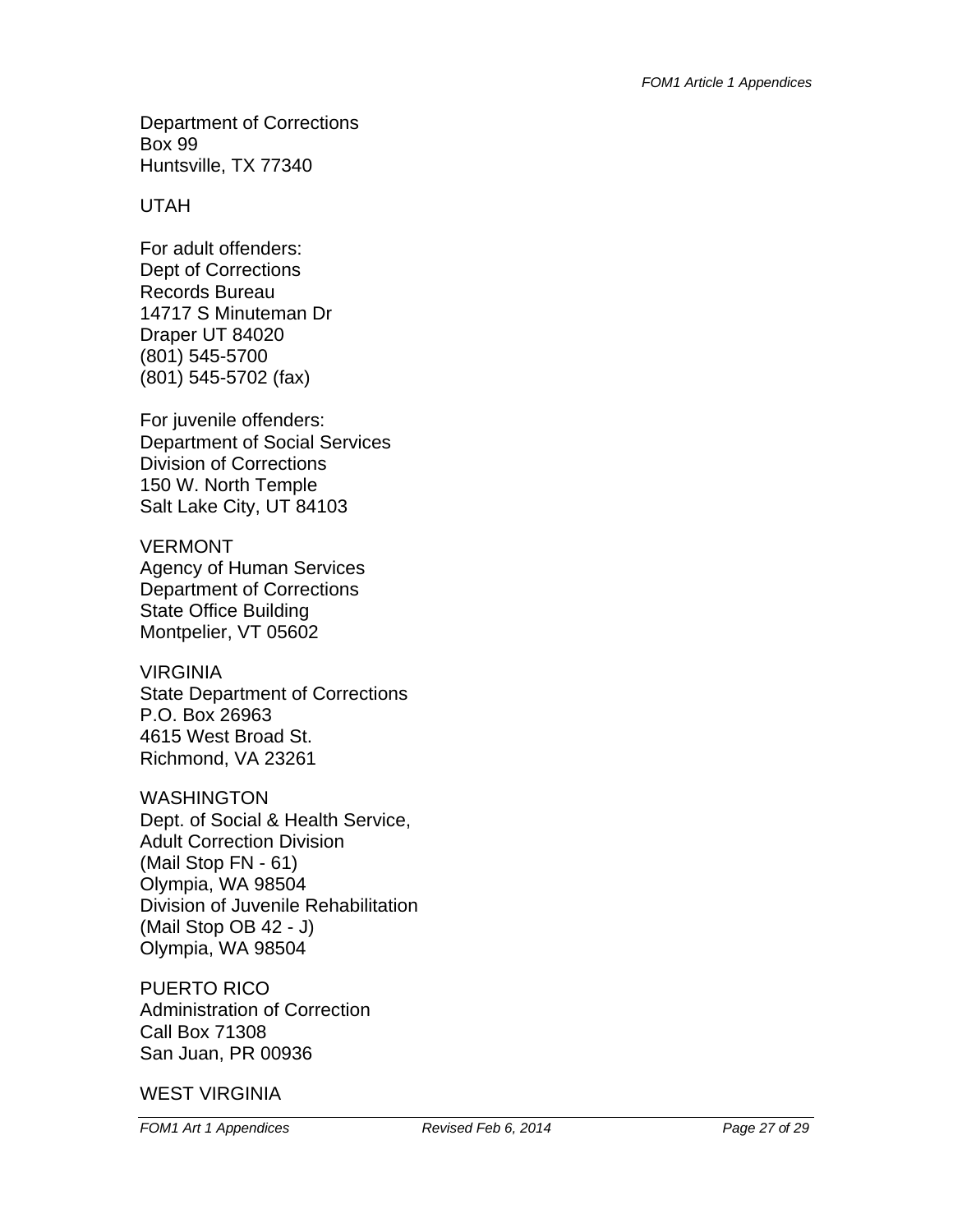Department of Corrections
Box 99
Huntsville, TX 77340

UTAH

For adult offenders:
Dept of Corrections
Records Bureau
14717 S Minuteman Dr
Draper UT 84020
(801) 545-5700
(801) 545-5702 (fax)

For juvenile offenders:
Department of Social Services
Division of Corrections
150 W. North Temple
Salt Lake City, UT 84103

VERMONT
Agency of Human Services
Department of Corrections
State Office Building
Montpelier, VT 05602

VIRGINIA
State Department of Corrections
P.O. Box 26963
4615 West Broad St.
Richmond, VA 23261

WASHINGTON
Dept. of Social & Health Service,
Adult Correction Division
(Mail Stop FN - 61)
Olympia, WA 98504
Division of Juvenile Rehabilitation
(Mail Stop OB 42 - J)
Olympia, WA 98504

PUERTO RICO
Administration of Correction
Call Box 71308
San Juan, PR 00936

WEST VIRGINIA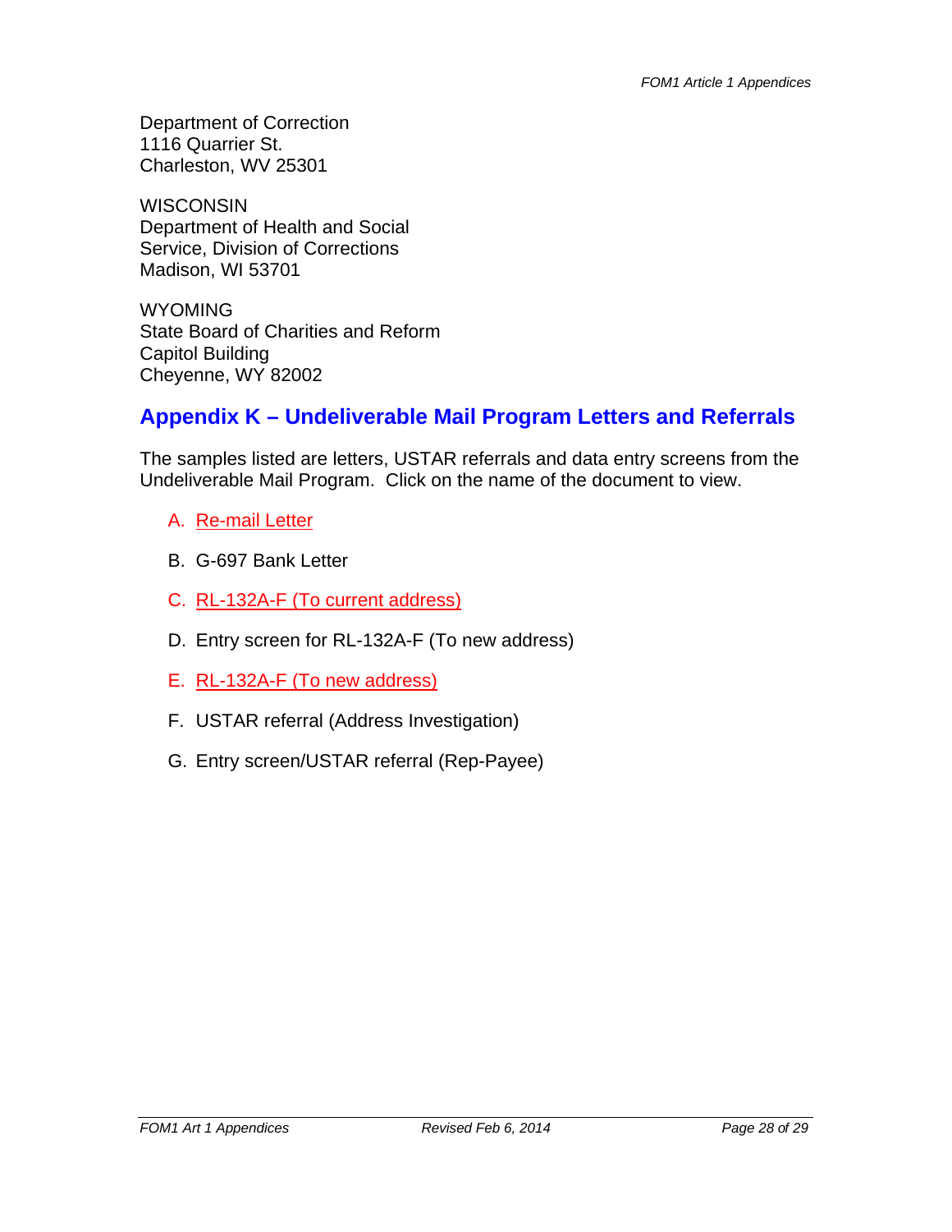Department of Correction
1116 Quarrier St.
Charleston, WV 25301

WISCONSIN
Department of Health and Social
Service, Division of Corrections
Madison, WI 53701

WYOMING
State Board of Charities and Reform
Capitol Building
Cheyenne, WY 82002

## Appendix K – Undeliverable Mail Program Letters and Referrals

The samples listed are letters, USTAR referrals and data entry screens from the Undeliverable Mail Program. Click on the name of the document to view.

A. Re-mail Letter

B. G-697 Bank Letter

C. RL-132A-F (To current address)

D. Entry screen for RL-132A-F (To new address)

E. RL-132A-F (To new address)

F. USTAR referral (Address Investigation)

G. Entry screen/USTAR referral (Rep-Payee)